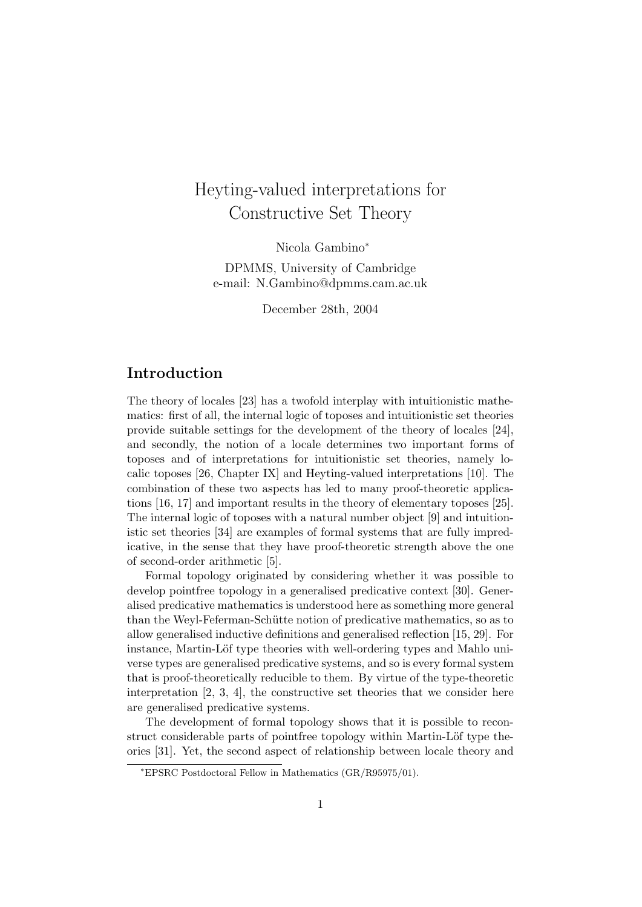# Heyting-valued interpretations for Constructive Set Theory

Nicola Gambino*

DPMMS, University of Cambridge
e-mail: N.Gambino@dpmms.cam.ac.uk

December 28th, 2004

## Introduction

The theory of locales [23] has a twofold interplay with intuitionistic mathematics: first of all, the internal logic of toposes and intuitionistic set theories provide suitable settings for the development of the theory of locales [24], and secondly, the notion of a locale determines two important forms of toposes and of interpretations for intuitionistic set theories, namely localic toposes [26, Chapter IX] and Heyting-valued interpretations [10]. The combination of these two aspects has led to many proof-theoretic applications [16, 17] and important results in the theory of elementary toposes [25]. The internal logic of toposes with a natural number object [9] and intuitionistic set theories [34] are examples of formal systems that are fully impredicative, in the sense that they have proof-theoretic strength above the one of second-order arithmetic [5].

Formal topology originated by considering whether it was possible to develop pointfree topology in a generalised predicative context [30]. Generalised predicative mathematics is understood here as something more general than the Weyl-Feferman-Schütte notion of predicative mathematics, so as to allow generalised inductive definitions and generalised reflection [15, 29]. For instance, Martin-Löf type theories with well-ordering types and Mahlo universe types are generalised predicative systems, and so is every formal system that is proof-theoretically reducible to them. By virtue of the type-theoretic interpretation [2, 3, 4], the constructive set theories that we consider here are generalised predicative systems.

The development of formal topology shows that it is possible to reconstruct considerable parts of pointfree topology within Martin-Löf type theories [31]. Yet, the second aspect of relationship between locale theory and

*EPSRC Postdoctoral Fellow in Mathematics (GR/R95975/01).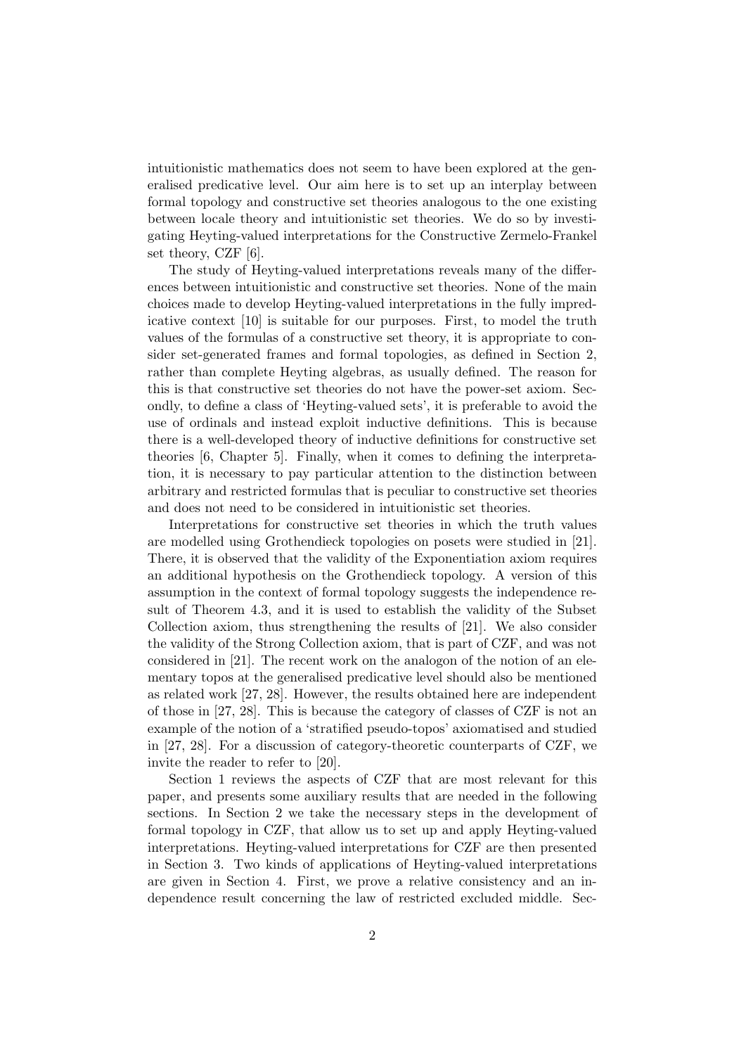intuitionistic mathematics does not seem to have been explored at the generalised predicative level. Our aim here is to set up an interplay between formal topology and constructive set theories analogous to the one existing between locale theory and intuitionistic set theories. We do so by investigating Heyting-valued interpretations for the Constructive Zermelo-Frankel set theory, CZF [6].

The study of Heyting-valued interpretations reveals many of the differences between intuitionistic and constructive set theories. None of the main choices made to develop Heyting-valued interpretations in the fully impredicative context [10] is suitable for our purposes. First, to model the truth values of the formulas of a constructive set theory, it is appropriate to consider set-generated frames and formal topologies, as defined in Section 2, rather than complete Heyting algebras, as usually defined. The reason for this is that constructive set theories do not have the power-set axiom. Secondly, to define a class of 'Heyting-valued sets', it is preferable to avoid the use of ordinals and instead exploit inductive definitions. This is because there is a well-developed theory of inductive definitions for constructive set theories [6, Chapter 5]. Finally, when it comes to defining the interpretation, it is necessary to pay particular attention to the distinction between arbitrary and restricted formulas that is peculiar to constructive set theories and does not need to be considered in intuitionistic set theories.

Interpretations for constructive set theories in which the truth values are modelled using Grothendieck topologies on posets were studied in [21]. There, it is observed that the validity of the Exponentiation axiom requires an additional hypothesis on the Grothendieck topology. A version of this assumption in the context of formal topology suggests the independence result of Theorem 4.3, and it is used to establish the validity of the Subset Collection axiom, thus strengthening the results of [21]. We also consider the validity of the Strong Collection axiom, that is part of CZF, and was not considered in [21]. The recent work on the analogon of the notion of an elementary topos at the generalised predicative level should also be mentioned as related work [27, 28]. However, the results obtained here are independent of those in [27, 28]. This is because the category of classes of CZF is not an example of the notion of a 'stratified pseudo-topos' axiomatised and studied in [27, 28]. For a discussion of category-theoretic counterparts of CZF, we invite the reader to refer to [20].

Section 1 reviews the aspects of CZF that are most relevant for this paper, and presents some auxiliary results that are needed in the following sections. In Section 2 we take the necessary steps in the development of formal topology in CZF, that allow us to set up and apply Heyting-valued interpretations. Heyting-valued interpretations for CZF are then presented in Section 3. Two kinds of applications of Heyting-valued interpretations are given in Section 4. First, we prove a relative consistency and an independence result concerning the law of restricted excluded middle. Sec-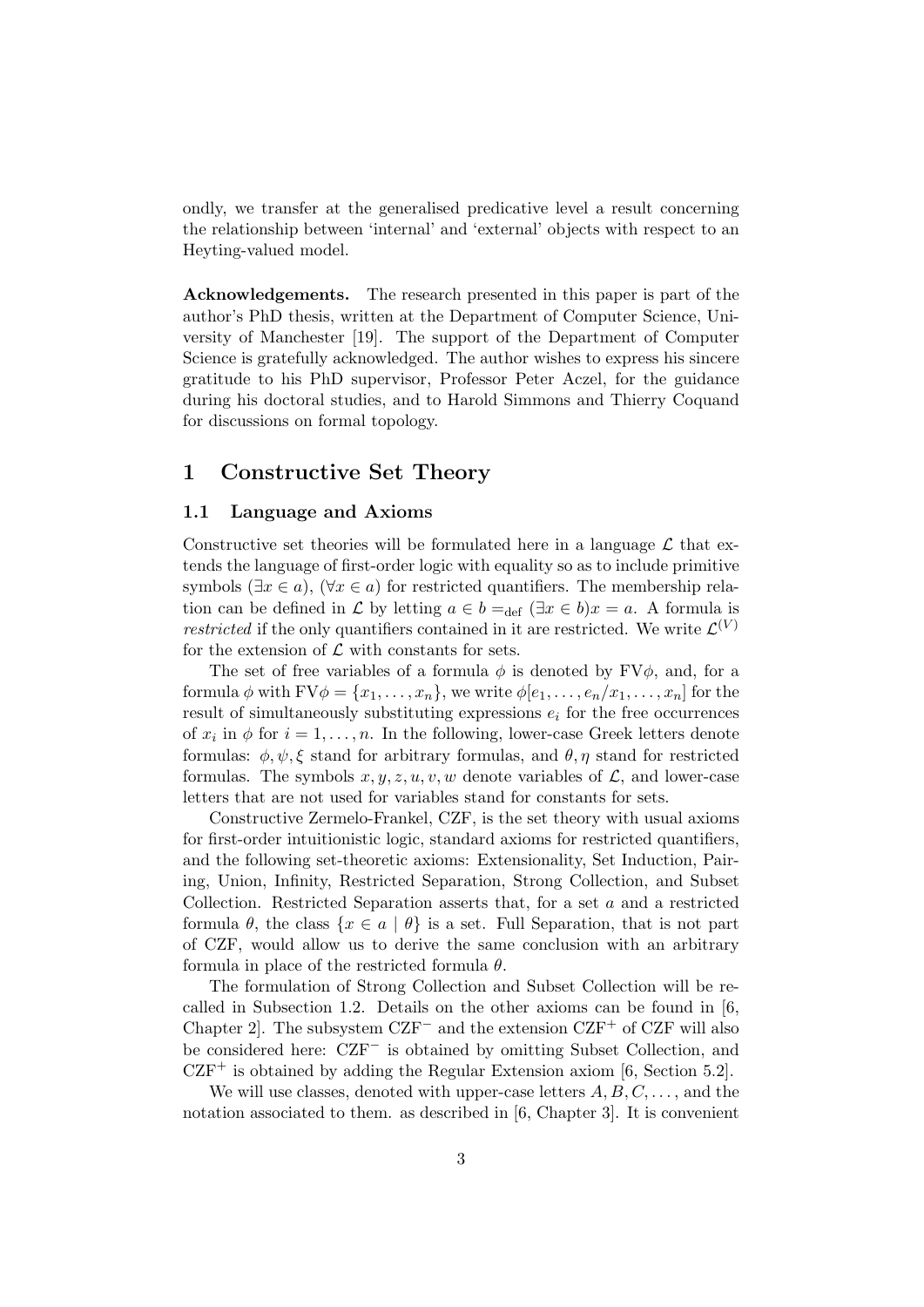ondly, we transfer at the generalised predicative level a result concerning the relationship between 'internal' and 'external' objects with respect to an Heyting-valued model.

**Acknowledgements.** The research presented in this paper is part of the author's PhD thesis, written at the Department of Computer Science, University of Manchester [19]. The support of the Department of Computer Science is gratefully acknowledged. The author wishes to express his sincere gratitude to his PhD supervisor, Professor Peter Aczel, for the guidance during his doctoral studies, and to Harold Simmons and Thierry Coquand for discussions on formal topology.

# 1 Constructive Set Theory

## 1.1 Language and Axioms

Constructive set theories will be formulated here in a language $\mathcal{L}$ that extends the language of first-order logic with equality so as to include primitive symbols $(\exists x \in a)$, $(\forall x \in a)$ for restricted quantifiers. The membership relation can be defined in $\mathcal{L}$ by letting $a \in b =_{\text{def}} (\exists x \in b) x = a$. A formula is *restricted* if the only quantifiers contained in it are restricted. We write $\mathcal{L}^{(V)}$ for the extension of $\mathcal{L}$ with constants for sets.

The set of free variables of a formula $\phi$ is denoted by $\text{FV}\phi$, and, for a formula $\phi$ with $\text{FV}\phi = \{x_1, \dots, x_n\}$, we write $\phi[e_1, \dots, e_n/x_1, \dots, x_n]$ for the result of simultaneously substituting expressions $e_i$ for the free occurrences of $x_i$ in $\phi$ for $i = 1, \dots, n$. In the following, lower-case Greek letters denote formulas: $\phi, \psi, \xi$ stand for arbitrary formulas, and $\theta, \eta$ stand for restricted formulas. The symbols $x, y, z, u, v, w$ denote variables of $\mathcal{L}$, and lower-case letters that are not used for variables stand for constants for sets.

Constructive Zermelo-Frankel, CZF, is the set theory with usual axioms for first-order intuitionistic logic, standard axioms for restricted quantifiers, and the following set-theoretic axioms: Extensionality, Set Induction, Pairing, Union, Infinity, Restricted Separation, Strong Collection, and Subset Collection. Restricted Separation asserts that, for a set $a$ and a restricted formula $\theta$, the class $\{x \in a \mid \theta\}$ is a set. Full Separation, that is not part of CZF, would allow us to derive the same conclusion with an arbitrary formula in place of the restricted formula $\theta$.

The formulation of Strong Collection and Subset Collection will be recalled in Subsection 1.2. Details on the other axioms can be found in [6, Chapter 2]. The subsystem $\text{CZF}^-$ and the extension $\text{CZF}^+$ of CZF will also be considered here: $\text{CZF}^-$ is obtained by omitting Subset Collection, and $\text{CZF}^+$ is obtained by adding the Regular Extension axiom [6, Section 5.2].

We will use classes, denoted with upper-case letters $A, B, C, \dots$, and the notation associated to them. as described in [6, Chapter 3]. It is convenient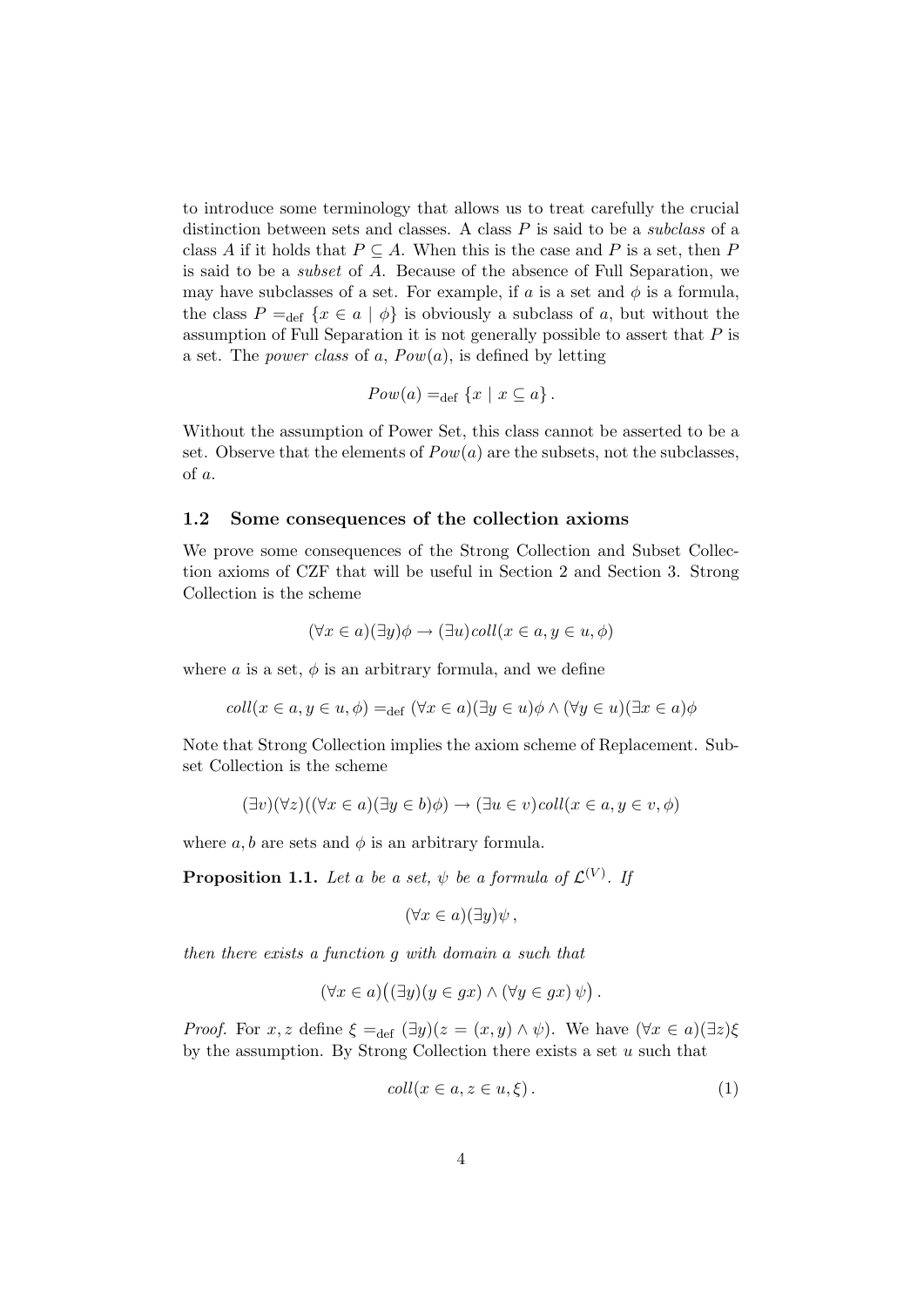to introduce some terminology that allows us to treat carefully the crucial distinction between sets and classes. A class $P$ is said to be a *subclass* of a class $A$ if it holds that $P \subseteq A$. When this is the case and $P$ is a set, then $P$ is said to be a *subset* of $A$. Because of the absence of Full Separation, we may have subclasses of a set. For example, if $a$ is a set and $\phi$ is a formula, the class $P =_{\text{def}} \{x \in a \mid \phi\}$ is obviously a subclass of $a$, but without the assumption of Full Separation it is not generally possible to assert that $P$ is a set. The *power class* of $a$, $Pow(a)$, is defined by letting

$$Pow(a) =_{\text{def}} \{x \mid x \subseteq a\} .$$

Without the assumption of Power Set, this class cannot be asserted to be a set. Observe that the elements of $Pow(a)$ are the subsets, not the subclasses, of $a$.

### 1.2 Some consequences of the collection axioms

We prove some consequences of the Strong Collection and Subset Collection axioms of CZF that will be useful in Section 2 and Section 3. Strong Collection is the scheme

$$(\forall x \in a)(\exists y)\phi \rightarrow (\exists u) coll(x \in a, y \in u, \phi)$$

where $a$ is a set, $\phi$ is an arbitrary formula, and we define

$$coll(x \in a, y \in u, \phi) =_{\text{def}} (\forall x \in a)(\exists y \in u)\phi \wedge (\forall y \in u)(\exists x \in a)\phi$$

Note that Strong Collection implies the axiom scheme of Replacement. Subset Collection is the scheme

$$(\exists v)(\forall z)((\forall x \in a)(\exists y \in b)\phi) \rightarrow (\exists u \in v) coll(x \in a, y \in v, \phi)$$

where $a, b$ are sets and $\phi$ is an arbitrary formula.

**Proposition 1.1.** *Let $a$ be a set, $\psi$ be a formula of $\mathcal{L}^{(V)}$. If*

$$(\forall x \in a)(\exists y)\psi ,$$

*then there exists a function $g$ with domain $a$ such that*

$$(\forall x \in a)\big((\exists y)(y \in gx) \wedge (\forall y \in gx)\, \psi\big) .$$

*Proof.* For $x, z$ define $\xi =_{\text{def}} (\exists y)(z = (x, y) \wedge \psi)$. We have $(\forall x \in a)(\exists z)\xi$ by the assumption. By Strong Collection there exists a set $u$ such that

$$coll(x \in a, z \in u, \xi) . \tag{1}$$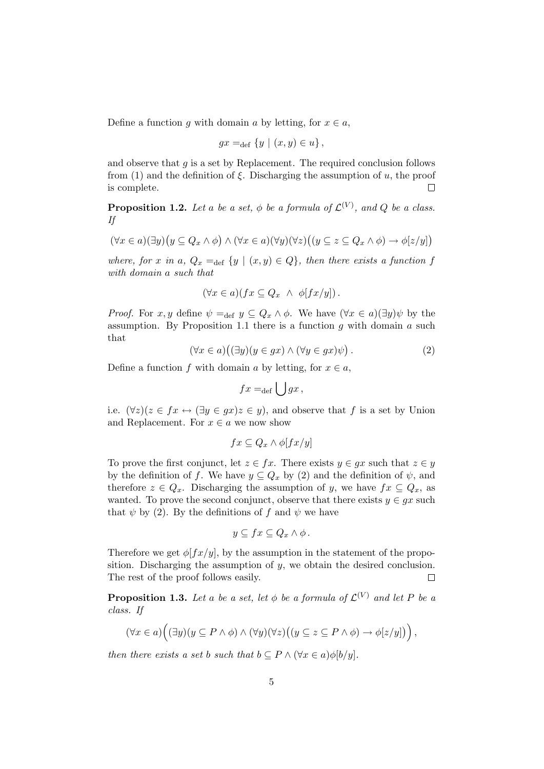Define a function $g$ with domain $a$ by letting, for $x \in a$,

$$gx =_{\text{def}} \{y \mid (x, y) \in u\},$$

and observe that $g$ is a set by Replacement. The required conclusion follows from (1) and the definition of $\xi$. Discharging the assumption of $u$, the proof is complete. $\square$

**Proposition 1.2.** *Let $a$ be a set, $\phi$ be a formula of $\mathcal{L}^{(V)}$, and $Q$ be a class. If*

$$(\forall x \in a)(\exists y)\big(y \subseteq Q_x \wedge \phi\big) \wedge (\forall x \in a)(\forall y)(\forall z)\big((y \subseteq z \subseteq Q_x \wedge \phi) \rightarrow \phi[z/y]\big)$$

*where, for $x$ in $a$, $Q_x =_{\text{def}} \{y \mid (x, y) \in Q\}$, then there exists a function $f$ with domain $a$ such that*

$$(\forall x \in a)(fx \subseteq Q_x \ \wedge \ \phi[fx/y]).$$

*Proof.* For $x, y$ define $\psi =_{\text{def}} y \subseteq Q_x \wedge \phi$. We have $(\forall x \in a)(\exists y)\psi$ by the assumption. By Proposition 1.1 there is a function $g$ with domain $a$ such that

$$(\forall x \in a)\big((\exists y)(y \in gx) \wedge (\forall y \in gx)\psi\big). \tag{2}$$

Define a function $f$ with domain $a$ by letting, for $x \in a$,

$$fx =_{\text{def}} \bigcup gx,$$

i.e. $(\forall z)(z \in fx \leftrightarrow (\exists y \in gx) z \in y)$, and observe that $f$ is a set by Union and Replacement. For $x \in a$ we now show

$$fx \subseteq Q_x \wedge \phi[fx/y]$$

To prove the first conjunct, let $z \in fx$. There exists $y \in gx$ such that $z \in y$ by the definition of $f$. We have $y \subseteq Q_x$ by (2) and the definition of $\psi$, and therefore $z \in Q_x$. Discharging the assumption of $y$, we have $fx \subseteq Q_x$, as wanted. To prove the second conjunct, observe that there exists $y \in gx$ such that $\psi$ by (2). By the definitions of $f$ and $\psi$ we have

$$y \subseteq fx \subseteq Q_x \wedge \phi.$$

Therefore we get $\phi[fx/y]$, by the assumption in the statement of the proposition. Discharging the assumption of $y$, we obtain the desired conclusion. The rest of the proof follows easily. $\square$

**Proposition 1.3.** *Let $a$ be a set, let $\phi$ be a formula of $\mathcal{L}^{(V)}$ and let $P$ be a class. If*

$$(\forall x \in a)\Big((\exists y)(y \subseteq P \wedge \phi) \wedge (\forall y)(\forall z)\big((y \subseteq z \subseteq P \wedge \phi) \rightarrow \phi[z/y]\big)\Big),$$

*then there exists a set $b$ such that $b \subseteq P \wedge (\forall x \in a)\phi[b/y]$.*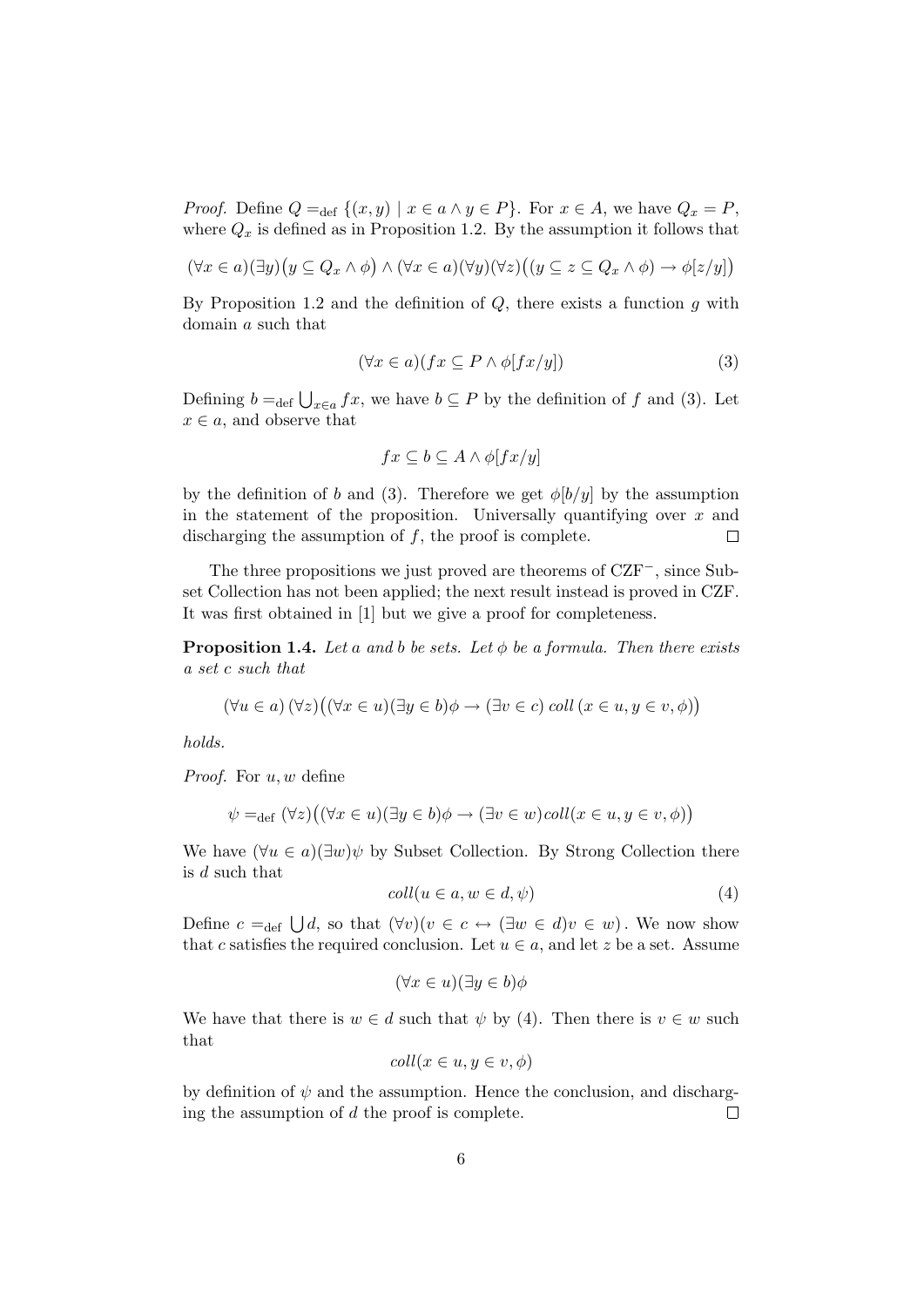*Proof.* Define $Q =_{\text{def}} \{(x, y) \mid x \in a \wedge y \in P\}$. For $x \in A$, we have $Q_x = P$, where $Q_x$ is defined as in Proposition 1.2. By the assumption it follows that

$$(\forall x \in a)(\exists y)\big(y \subseteq Q_x \wedge \phi\big) \wedge (\forall x \in a)(\forall y)(\forall z)\big((y \subseteq z \subseteq Q_x \wedge \phi) \to \phi[z/y]\big)$$

By Proposition 1.2 and the definition of $Q$, there exists a function $g$ with domain $a$ such that

$$(\forall x \in a)(fx \subseteq P \wedge \phi[fx/y]) \tag{3}$$

Defining $b =_{\text{def}} \bigcup_{x \in a} fx$, we have $b \subseteq P$ by the definition of $f$ and (3). Let $x \in a$, and observe that

$$fx \subseteq b \subseteq A \wedge \phi[fx/y]$$

by the definition of $b$ and (3). Therefore we get $\phi[b/y]$ by the assumption in the statement of the proposition. Universally quantifying over $x$ and discharging the assumption of $f$, the proof is complete. □

The three propositions we just proved are theorems of $\text{CZF}^-$, since Subset Collection has not been applied; the next result instead is proved in CZF. It was first obtained in [1] but we give a proof for completeness.

**Proposition 1.4.** *Let $a$ and $b$ be sets. Let $\phi$ be a formula. Then there exists a set $c$ such that*

$$(\forall u \in a)\,(\forall z)\big((\forall x \in u)(\exists y \in b)\phi \to (\exists v \in c)\,coll\,(x \in u, y \in v, \phi)\big)$$

*holds.*

*Proof.* For $u, w$ define

$$\psi =_{\text{def}} (\forall z)\big((\forall x \in u)(\exists y \in b)\phi \to (\exists v \in w) coll(x \in u, y \in v, \phi)\big)$$

We have $(\forall u \in a)(\exists w)\psi$ by Subset Collection. By Strong Collection there is $d$ such that

$$coll(u \in a, w \in d, \psi) \tag{4}$$

Define $c =_{\text{def}} \bigcup d$, so that $(\forall v)(v \in c \leftrightarrow (\exists w \in d) v \in w)$. We now show that $c$ satisfies the required conclusion. Let $u \in a$, and let $z$ be a set. Assume

$$(\forall x \in u)(\exists y \in b)\phi$$

We have that there is $w \in d$ such that $\psi$ by (4). Then there is $v \in w$ such that

$$coll(x \in u, y \in v, \phi)$$

by definition of $\psi$ and the assumption. Hence the conclusion, and discharging the assumption of $d$ the proof is complete. □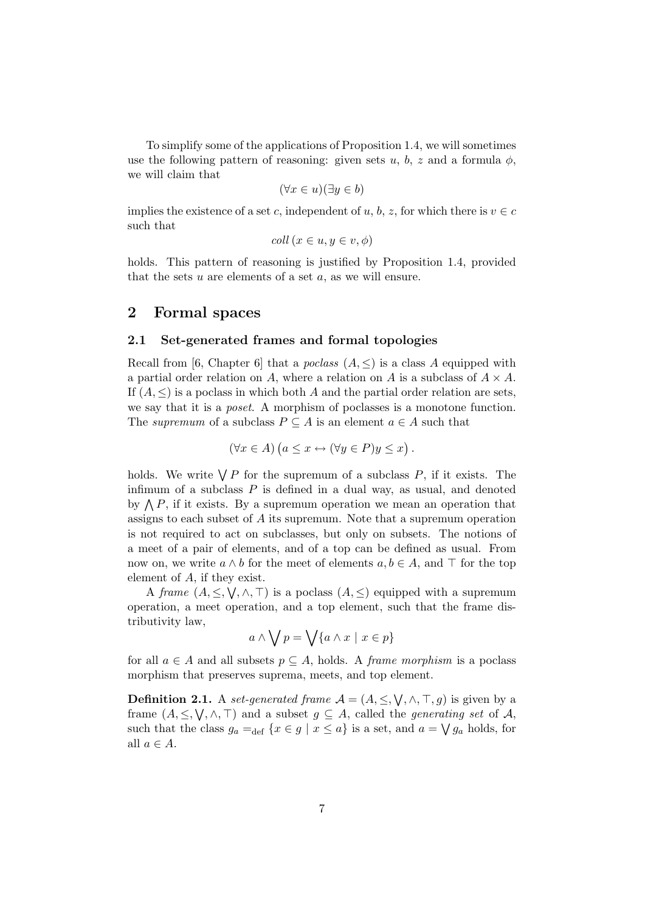To simplify some of the applications of Proposition 1.4, we will sometimes use the following pattern of reasoning: given sets $u$, $b$, $z$ and a formula $\phi$, we will claim that

$$(\forall x \in u)(\exists y \in b)$$

implies the existence of a set $c$, independent of $u$, $b$, $z$, for which there is $v \in c$ such that

$$\mathit{coll}\,(x \in u, y \in v, \phi)$$

holds. This pattern of reasoning is justified by Proposition 1.4, provided that the sets $u$ are elements of a set $a$, as we will ensure.

## 2 Formal spaces

### 2.1 Set-generated frames and formal topologies

Recall from [6, Chapter 6] that a *poclass* $(A, \leq)$ is a class $A$ equipped with a partial order relation on $A$, where a relation on $A$ is a subclass of $A \times A$. If $(A, \leq)$ is a poclass in which both $A$ and the partial order relation are sets, we say that it is a *poset*. A morphism of poclasses is a monotone function. The *supremum* of a subclass $P \subseteq A$ is an element $a \in A$ such that

$$(\forall x \in A)\left(a \leq x \leftrightarrow (\forall y \in P) y \leq x\right).$$

holds. We write $\bigvee P$ for the supremum of a subclass $P$, if it exists. The infimum of a subclass $P$ is defined in a dual way, as usual, and denoted by $\bigwedge P$, if it exists. By a supremum operation we mean an operation that assigns to each subset of $A$ its supremum. Note that a supremum operation is not required to act on subclasses, but only on subsets. The notions of a meet of a pair of elements, and of a top can be defined as usual. From now on, we write $a \wedge b$ for the meet of elements $a, b \in A$, and $\top$ for the top element of $A$, if they exist.

A *frame* $(A, \leq, \bigvee, \wedge, \top)$ is a poclass $(A, \leq)$ equipped with a supremum operation, a meet operation, and a top element, such that the frame distributivity law,

$$a \wedge \bigvee p = \bigvee \{a \wedge x \mid x \in p\}$$

for all $a \in A$ and all subsets $p \subseteq A$, holds. A *frame morphism* is a poclass morphism that preserves suprema, meets, and top element.

**Definition 2.1.** A *set-generated frame* $\mathcal{A} = (A, \leq, \bigvee, \wedge, \top, g)$ is given by a frame $(A, \leq, \bigvee, \wedge, \top)$ and a subset $g \subseteq A$, called the *generating set* of $\mathcal{A}$, such that the class $g_a =_{\text{def}} \{x \in g \mid x \leq a\}$ is a set, and $a = \bigvee g_a$ holds, for all $a \in A$.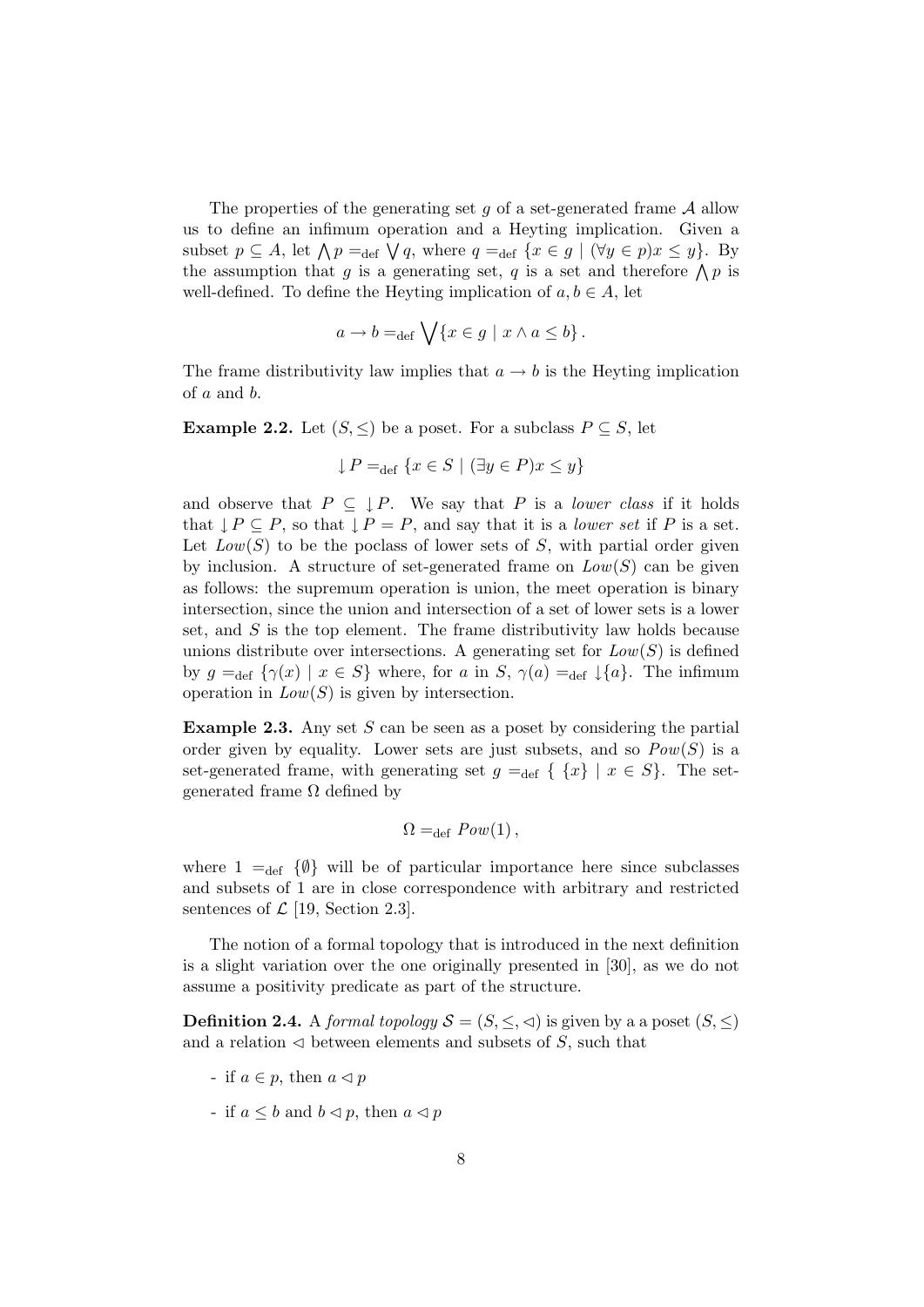The properties of the generating set $g$ of a set-generated frame $\mathcal{A}$ allow us to define an infimum operation and a Heyting implication. Given a subset $p \subseteq A$, let $\bigwedge p =_{\mathrm{def}} \bigvee q$, where $q =_{\mathrm{def}} \{x \in g \mid (\forall y \in p) x \leq y\}$. By the assumption that $g$ is a generating set, $q$ is a set and therefore $\bigwedge p$ is well-defined. To define the Heyting implication of $a, b \in A$, let

$$a \rightarrow b =_{\mathrm{def}} \bigvee \{x \in g \mid x \wedge a \leq b\}.$$

The frame distributivity law implies that $a \rightarrow b$ is the Heyting implication of $a$ and $b$.

**Example 2.2.** Let $(S, \leq)$ be a poset. For a subclass $P \subseteq S$, let

$$\downarrow P =_{\mathrm{def}} \{x \in S \mid (\exists y \in P) x \leq y\}$$

and observe that $P \subseteq \downarrow P$. We say that $P$ is a *lower class* if it holds that $\downarrow P \subseteq P$, so that $\downarrow P = P$, and say that it is a *lower set* if $P$ is a set. Let $Low(S)$ to be the poclass of lower sets of $S$, with partial order given by inclusion. A structure of set-generated frame on $Low(S)$ can be given as follows: the supremum operation is union, the meet operation is binary intersection, since the union and intersection of a set of lower sets is a lower set, and $S$ is the top element. The frame distributivity law holds because unions distribute over intersections. A generating set for $Low(S)$ is defined by $g =_{\mathrm{def}} \{\gamma(x) \mid x \in S\}$ where, for $a$ in $S$, $\gamma(a) =_{\mathrm{def}} \downarrow\{a\}$. The infimum operation in $Low(S)$ is given by intersection.

**Example 2.3.** Any set $S$ can be seen as a poset by considering the partial order given by equality. Lower sets are just subsets, and so $Pow(S)$ is a set-generated frame, with generating set $g =_{\mathrm{def}} \{ \{x\} \mid x \in S\}$. The set-generated frame $\Omega$ defined by

$$\Omega =_{\mathrm{def}} Pow(1),$$

where $1 =_{\mathrm{def}} \{\emptyset\}$ will be of particular importance here since subclasses and subsets of 1 are in close correspondence with arbitrary and restricted sentences of $\mathcal{L}$ [19, Section 2.3].

The notion of a formal topology that is introduced in the next definition is a slight variation over the one originally presented in [30], as we do not assume a positivity predicate as part of the structure.

**Definition 2.4.** A *formal topology* $\mathcal{S} = (S, \leq, \lhd)$ is given by a a poset $(S, \leq)$ and a relation $\lhd$ between elements and subsets of $S$, such that

- if $a \in p$, then $a \lhd p$
- if $a \leq b$ and $b \lhd p$, then $a \lhd p$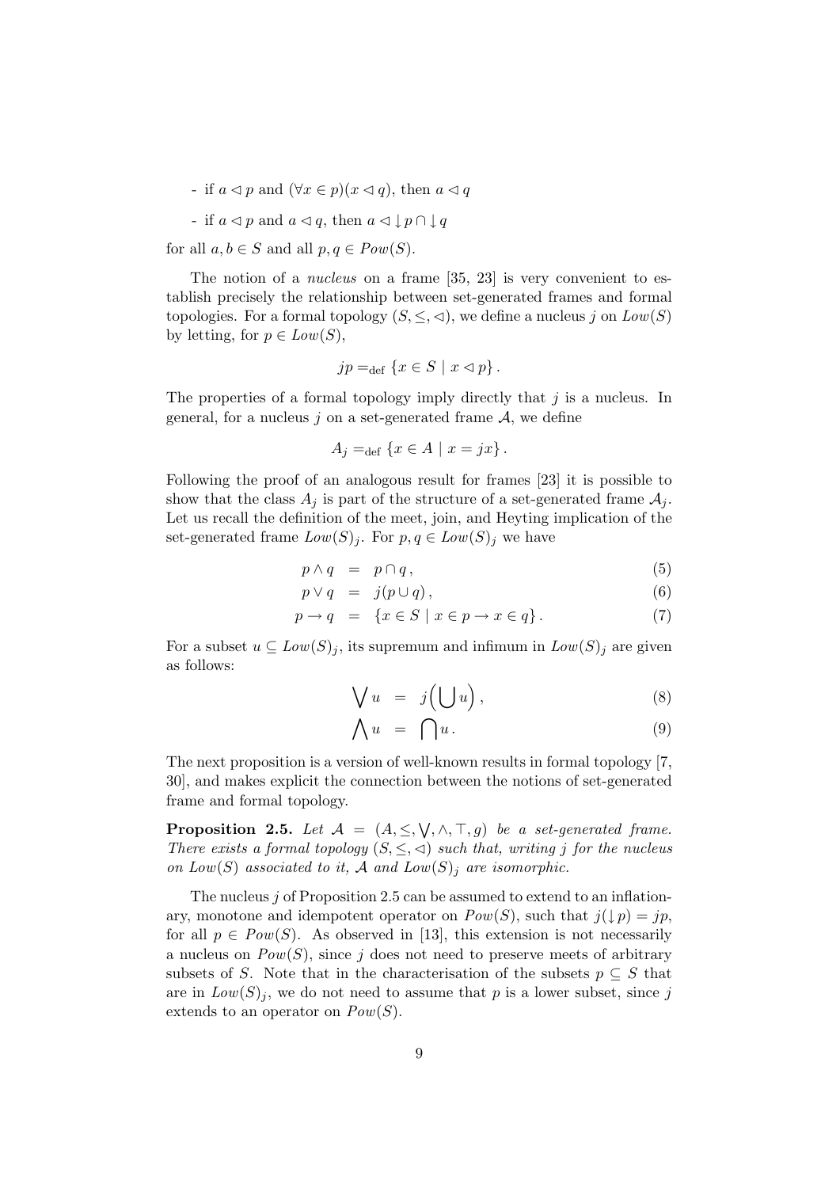- if $a \lhd p$ and $(\forall x \in p)(x \lhd q)$, then $a \lhd q$

- if $a \lhd p$ and $a \lhd q$, then $a \lhd {\downarrow} p \cap {\downarrow} q$

for all $a, b \in S$ and all $p, q \in Pow(S)$.

The notion of a *nucleus* on a frame [35, 23] is very convenient to establish precisely the relationship between set-generated frames and formal topologies. For a formal topology $(S, \leq, \lhd)$, we define a nucleus $j$ on $Low(S)$ by letting, for $p \in Low(S)$,

$$jp =_{\mathrm{def}} \{x \in S \mid x \lhd p\} .$$

The properties of a formal topology imply directly that $j$ is a nucleus. In general, for a nucleus $j$ on a set-generated frame $\mathcal{A}$, we define

$$A_j =_{\mathrm{def}} \{x \in A \mid x = jx\} .$$

Following the proof of an analogous result for frames [23] it is possible to show that the class $A_j$ is part of the structure of a set-generated frame $\mathcal{A}_j$. Let us recall the definition of the meet, join, and Heyting implication of the set-generated frame $Low(S)_j$. For $p, q \in Low(S)_j$ we have

$$p \wedge q = p \cap q \,, \tag{5}$$

$$p \vee q = j(p \cup q) \,, \tag{6}$$

$$p \to q = \{x \in S \mid x \in p \to x \in q\} . \tag{7}$$

For a subset $u \subseteq Low(S)_j$, its supremum and infimum in $Low(S)_j$ are given as follows:

$$\bigvee u = j\Big(\bigcup u\Big) \,, \tag{8}$$

$$\bigwedge u = \bigcap u \,. \tag{9}$$

The next proposition is a version of well-known results in formal topology [7, 30], and makes explicit the connection between the notions of set-generated frame and formal topology.

**Proposition 2.5.** *Let $\mathcal{A} = (A, \leq, \bigvee, \wedge, \top, g)$ be a set-generated frame. There exists a formal topology $(S, \leq, \lhd)$ such that, writing $j$ for the nucleus on $Low(S)$ associated to it, $\mathcal{A}$ and $Low(S)_j$ are isomorphic.*

The nucleus $j$ of Proposition 2.5 can be assumed to extend to an inflationary, monotone and idempotent operator on $Pow(S)$, such that $j({\downarrow} p) = jp$, for all $p \in Pow(S)$. As observed in [13], this extension is not necessarily a nucleus on $Pow(S)$, since $j$ does not need to preserve meets of arbitrary subsets of $S$. Note that in the characterisation of the subsets $p \subseteq S$ that are in $Low(S)_j$, we do not need to assume that $p$ is a lower subset, since $j$ extends to an operator on $Pow(S)$.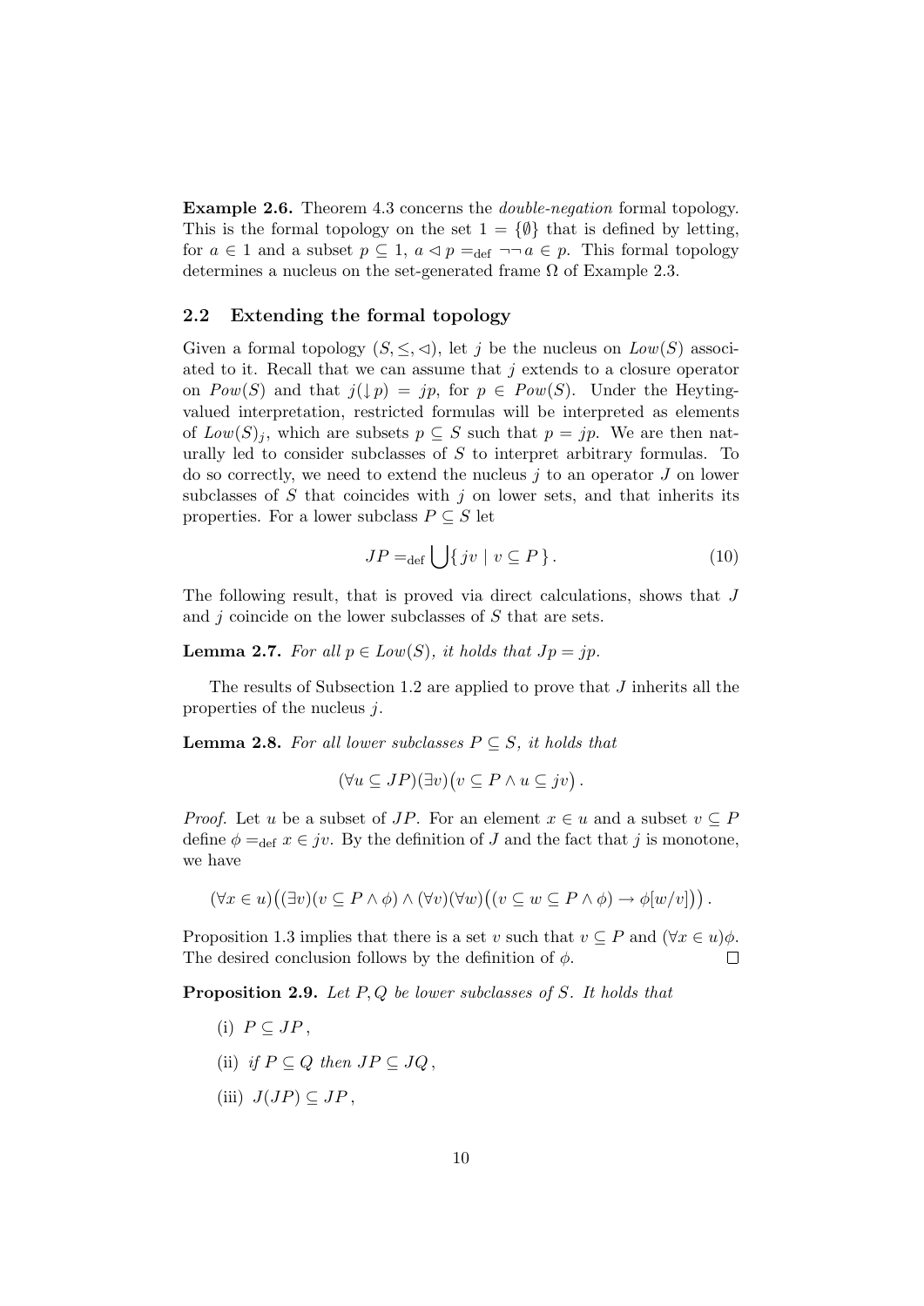**Example 2.6.** Theorem 4.3 concerns the *double-negation* formal topology. This is the formal topology on the set $1 = \{\emptyset\}$ that is defined by letting, for $a \in 1$ and a subset $p \subseteq 1$, $a \lhd p =_{\mathrm{def}} \neg\neg\, a \in p$. This formal topology determines a nucleus on the set-generated frame $\Omega$ of Example 2.3.

## 2.2 Extending the formal topology

Given a formal topology $(S, \leq, \lhd)$, let $j$ be the nucleus on $Low(S)$ associated to it. Recall that we can assume that $j$ extends to a closure operator on $Pow(S)$ and that $j({\downarrow} p) = jp$, for $p \in Pow(S)$. Under the Heyting-valued interpretation, restricted formulas will be interpreted as elements of $Low(S)_j$, which are subsets $p \subseteq S$ such that $p = jp$. We are then naturally led to consider subclasses of $S$ to interpret arbitrary formulas. To do so correctly, we need to extend the nucleus $j$ to an operator $J$ on lower subclasses of $S$ that coincides with $j$ on lower sets, and that inherits its properties. For a lower subclass $P \subseteq S$ let

$$JP =_{\mathrm{def}} \bigcup \{\, jv \mid v \subseteq P \,\}\,. \tag{10}$$

The following result, that is proved via direct calculations, shows that $J$ and $j$ coincide on the lower subclasses of $S$ that are sets.

**Lemma 2.7.** *For all $p \in Low(S)$, it holds that $Jp = jp$.*

The results of Subsection 1.2 are applied to prove that $J$ inherits all the properties of the nucleus $j$.

**Lemma 2.8.** *For all lower subclasses $P \subseteq S$, it holds that*

$$(\forall u \subseteq JP)(\exists v)\big(v \subseteq P \wedge u \subseteq jv\big)\,.$$

*Proof.* Let $u$ be a subset of $JP$. For an element $x \in u$ and a subset $v \subseteq P$ define $\phi =_{\mathrm{def}} x \in jv$. By the definition of $J$ and the fact that $j$ is monotone, we have

$$(\forall x \in u)\big((\exists v)(v \subseteq P \wedge \phi) \wedge (\forall v)(\forall w)\big((v \subseteq w \subseteq P \wedge \phi) \rightarrow \phi[w/v]\big)\big)\,.$$

Proposition 1.3 implies that there is a set $v$ such that $v \subseteq P$ and $(\forall x \in u)\phi$. The desired conclusion follows by the definition of $\phi$. $\square$

**Proposition 2.9.** *Let $P, Q$ be lower subclasses of $S$. It holds that*

(i) $P \subseteq JP$,

(ii) *if* $P \subseteq Q$ *then* $JP \subseteq JQ$,

(iii) $J(JP) \subseteq JP$,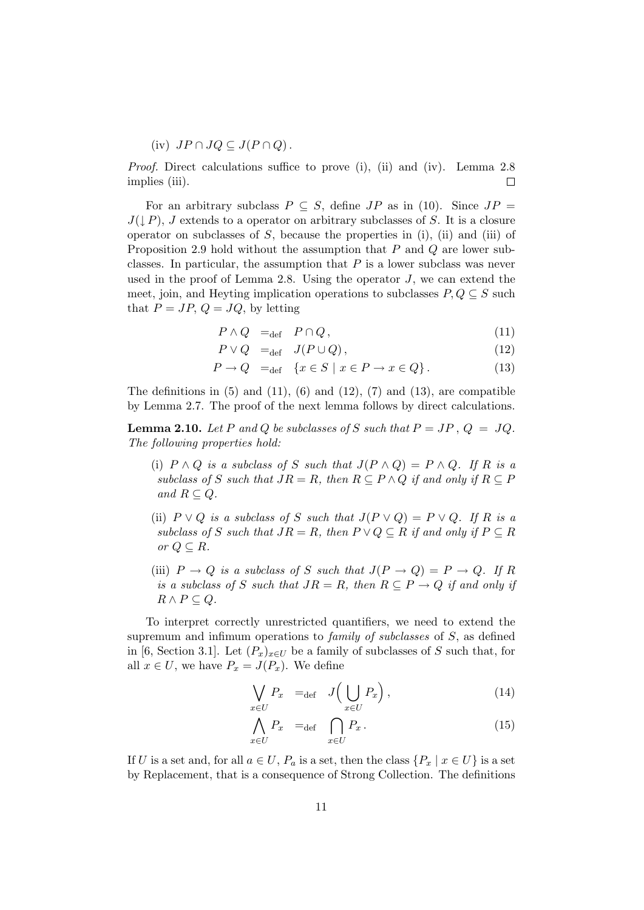(iv) $JP \cap JQ \subseteq J(P \cap Q)$.

*Proof.* Direct calculations suffice to prove (i), (ii) and (iv). Lemma 2.8 implies (iii). $\square$

For an arbitrary subclass $P \subseteq S$, define $JP$ as in (10). Since $JP = J(\downarrow P)$, $J$ extends to a operator on arbitrary subclasses of $S$. It is a closure operator on subclasses of $S$, because the properties in (i), (ii) and (iii) of Proposition 2.9 hold without the assumption that $P$ and $Q$ are lower subclasses. In particular, the assumption that $P$ is a lower subclass was never used in the proof of Lemma 2.8. Using the operator $J$, we can extend the meet, join, and Heyting implication operations to subclasses $P, Q \subseteq S$ such that $P = JP$, $Q = JQ$, by letting

$$P \wedge Q \quad =_{\text{def}} \quad P \cap Q \,, \tag{11}$$

$$P \vee Q \quad =_{\text{def}} \quad J(P \cup Q) \,, \tag{12}$$

$$P \to Q \quad =_{\text{def}} \quad \{x \in S \mid x \in P \to x \in Q\} \,. \tag{13}$$

The definitions in (5) and (11), (6) and (12), (7) and (13), are compatible by Lemma 2.7. The proof of the next lemma follows by direct calculations.

**Lemma 2.10.** *Let $P$ and $Q$ be subclasses of $S$ such that $P = JP$, $Q = JQ$. The following properties hold:*

(i) *$P \wedge Q$ is a subclass of $S$ such that $J(P \wedge Q) = P \wedge Q$. If $R$ is a subclass of $S$ such that $JR = R$, then $R \subseteq P \wedge Q$ if and only if $R \subseteq P$ and $R \subseteq Q$.*

(ii) *$P \vee Q$ is a subclass of $S$ such that $J(P \vee Q) = P \vee Q$. If $R$ is a subclass of $S$ such that $JR = R$, then $P \vee Q \subseteq R$ if and only if $P \subseteq R$ or $Q \subseteq R$.*

(iii) *$P \to Q$ is a subclass of $S$ such that $J(P \to Q) = P \to Q$. If $R$ is a subclass of $S$ such that $JR = R$, then $R \subseteq P \to Q$ if and only if $R \wedge P \subseteq Q$.*

To interpret correctly unrestricted quantifiers, we need to extend the supremum and infimum operations to *family of subclasses* of $S$, as defined in [6, Section 3.1]. Let $(P_x)_{x \in U}$ be a family of subclasses of $S$ such that, for all $x \in U$, we have $P_x = J(P_x)$. We define

$$\bigvee_{x \in U} P_x \quad =_{\text{def}} \quad J\Big(\bigcup_{x \in U} P_x\Big) \,, \tag{14}$$

$$\bigwedge_{x \in U} P_x \quad =_{\text{def}} \quad \bigcap_{x \in U} P_x \,. \tag{15}$$

If $U$ is a set and, for all $a \in U$, $P_a$ is a set, then the class $\{P_x \mid x \in U\}$ is a set by Replacement, that is a consequence of Strong Collection. The definitions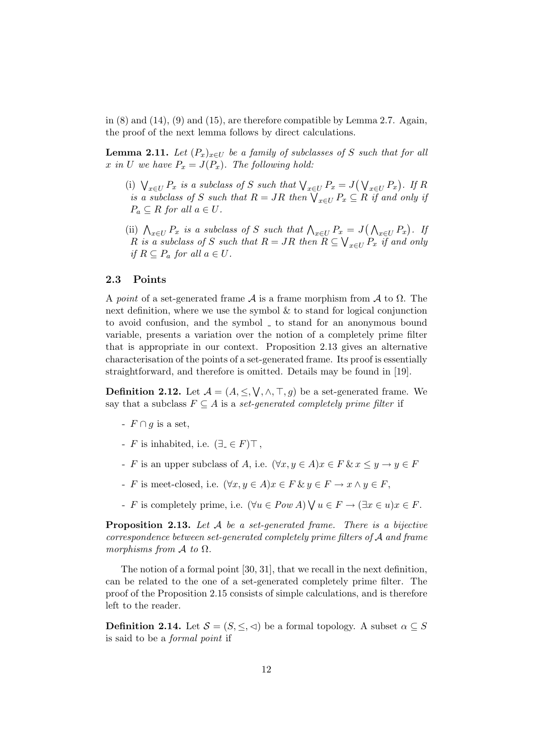in (8) and (14), (9) and (15), are therefore compatible by Lemma 2.7. Again, the proof of the next lemma follows by direct calculations.

**Lemma 2.11.** *Let $(P_x)_{x \in U}$ be a family of subclasses of $S$ such that for all $x$ in $U$ we have $P_x = J(P_x)$. The following hold:*

- (i) *$\bigvee_{x \in U} P_x$ is a subclass of $S$ such that $\bigvee_{x \in U} P_x = J\big(\bigvee_{x \in U} P_x\big)$. If $R$ is a subclass of $S$ such that $R = JR$ then $\bigvee_{x \in U} P_x \subseteq R$ if and only if $P_a \subseteq R$ for all $a \in U$.*
- (ii) *$\bigwedge_{x \in U} P_x$ is a subclass of $S$ such that $\bigwedge_{x \in U} P_x = J\big(\bigwedge_{x \in U} P_x\big)$. If $R$ is a subclass of $S$ such that $R = JR$ then $R \subseteq \bigvee_{x \in U} P_x$ if and only if $R \subseteq P_a$ for all $a \in U$.*

### 2.3 Points

A *point* of a set-generated frame $\mathcal{A}$ is a frame morphism from $\mathcal{A}$ to $\Omega$. The next definition, where we use the symbol & to stand for logical conjunction to avoid confusion, and the symbol $\_$ to stand for an anonymous bound variable, presents a variation over the notion of a completely prime filter that is appropriate in our context. Proposition 2.13 gives an alternative characterisation of the points of a set-generated frame. Its proof is essentially straightforward, and therefore is omitted. Details may be found in [19].

**Definition 2.12.** Let $\mathcal{A} = (A, \leq, \bigvee, \wedge, \top, g)$ be a set-generated frame. We say that a subclass $F \subseteq A$ is a *set-generated completely prime filter* if

- $F \cap g$ is a set,
- $F$ is inhabited, i.e. $(\exists \_ \in F)\top$,
- $F$ is an upper subclass of $A$, i.e. $(\forall x, y \in A) x \in F \,\&\, x \leq y \rightarrow y \in F$
- $F$ is meet-closed, i.e. $(\forall x, y \in A) x \in F \,\&\, y \in F \rightarrow x \wedge y \in F$,
- $F$ is completely prime, i.e. $(\forall u \in Pow\, A) \bigvee u \in F \rightarrow (\exists x \in u) x \in F$.

**Proposition 2.13.** *Let $\mathcal{A}$ be a set-generated frame. There is a bijective correspondence between set-generated completely prime filters of $\mathcal{A}$ and frame morphisms from $\mathcal{A}$ to $\Omega$.*

The notion of a formal point [30, 31], that we recall in the next definition, can be related to the one of a set-generated completely prime filter. The proof of the Proposition 2.15 consists of simple calculations, and is therefore left to the reader.

**Definition 2.14.** Let $\mathcal{S} = (S, \leq, \lhd)$ be a formal topology. A subset $\alpha \subseteq S$ is said to be a *formal point* if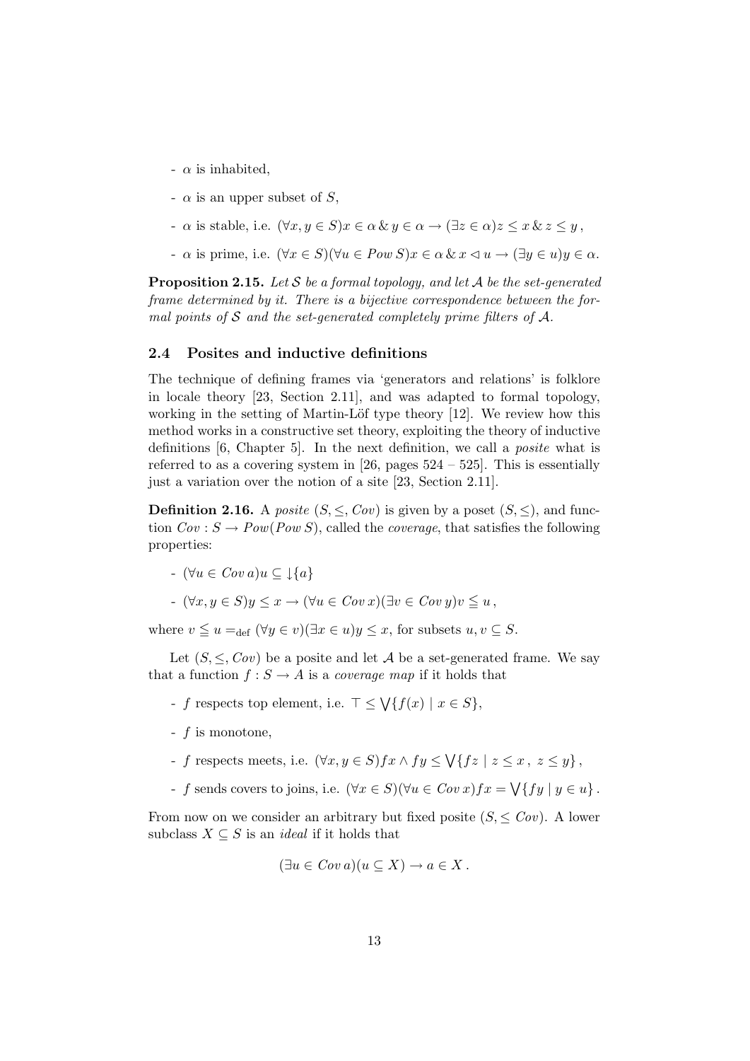- $\alpha$ is inhabited,

- $\alpha$ is an upper subset of $S$,

- $\alpha$ is stable, i.e. $(\forall x, y \in S) x \in \alpha \,\&\, y \in \alpha \to (\exists z \in \alpha) z \leq x \,\&\, z \leq y$,

- $\alpha$ is prime, i.e. $(\forall x \in S)(\forall u \in \mathit{Pow}\, S) x \in \alpha \,\&\, x \lhd u \to (\exists y \in u) y \in \alpha$.

**Proposition 2.15.** *Let $\mathcal{S}$ be a formal topology, and let $\mathcal{A}$ be the set-generated frame determined by it. There is a bijective correspondence between the formal points of $\mathcal{S}$ and the set-generated completely prime filters of $\mathcal{A}$.*

## 2.4 Posites and inductive definitions

The technique of defining frames via 'generators and relations' is folklore in locale theory [23, Section 2.11], and was adapted to formal topology, working in the setting of Martin-Löf type theory [12]. We review how this method works in a constructive set theory, exploiting the theory of inductive definitions [6, Chapter 5]. In the next definition, we call a *posite* what is referred to as a covering system in [26, pages 524 – 525]. This is essentially just a variation over the notion of a site [23, Section 2.11].

**Definition 2.16.** A *posite* $(S, \leq, \mathit{Cov})$ is given by a poset $(S, \leq)$, and function $\mathit{Cov} : S \to \mathit{Pow}(\mathit{Pow}\, S)$, called the *coverage*, that satisfies the following properties:

- $(\forall u \in \mathit{Cov}\, a) u \subseteq \downarrow\{a\}$

- $(\forall x, y \in S) y \leq x \to (\forall u \in \mathit{Cov}\, x)(\exists v \in \mathit{Cov}\, y) v \leqq u$,

where $v \leqq u =_{\text{def}} (\forall y \in v)(\exists x \in u) y \leq x$, for subsets $u, v \subseteq S$.

Let $(S, \leq, \mathit{Cov})$ be a posite and let $\mathcal{A}$ be a set-generated frame. We say that a function $f : S \to A$ is a *coverage map* if it holds that

- $f$ respects top element, i.e. $\top \leq \bigvee\{f(x) \mid x \in S\}$,

- $f$ is monotone,

- $f$ respects meets, i.e. $(\forall x, y \in S) fx \wedge fy \leq \bigvee\{fz \mid z \leq x\,,\ z \leq y\}$,

- $f$ sends covers to joins, i.e. $(\forall x \in S)(\forall u \in \mathit{Cov}\, x) fx = \bigvee\{fy \mid y \in u\}$.

From now on we consider an arbitrary but fixed posite $(S, \leq \mathit{Cov})$. A lower subclass $X \subseteq S$ is an *ideal* if it holds that

$$(\exists u \in \mathit{Cov}\, a)(u \subseteq X) \to a \in X\,.$$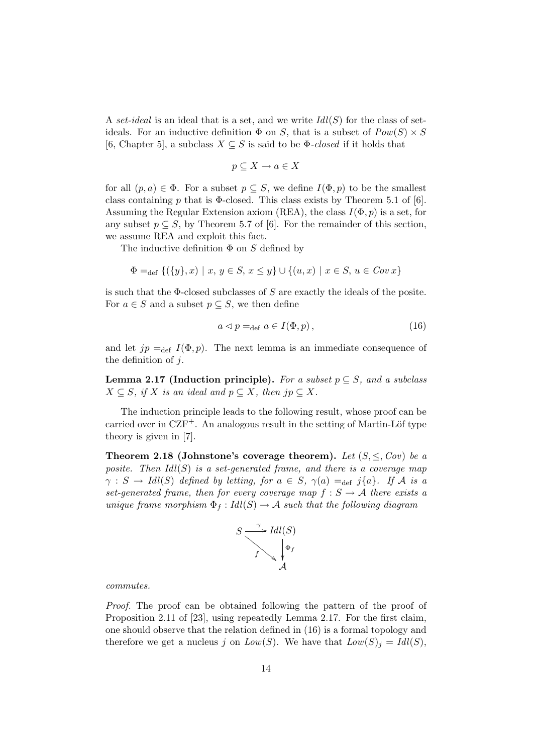A *set-ideal* is an ideal that is a set, and we write $Idl(S)$ for the class of set-ideals. For an inductive definition $\Phi$ on $S$, that is a subset of $Pow(S) \times S$ [6, Chapter 5], a subclass $X \subseteq S$ is said to be $\Phi$-*closed* if it holds that

$$p \subseteq X \to a \in X$$

for all $(p, a) \in \Phi$. For a subset $p \subseteq S$, we define $I(\Phi, p)$ to be the smallest class containing $p$ that is $\Phi$-closed. This class exists by Theorem 5.1 of [6]. Assuming the Regular Extension axiom (REA), the class $I(\Phi, p)$ is a set, for any subset $p \subseteq S$, by Theorem 5.7 of [6]. For the remainder of this section, we assume REA and exploit this fact.

The inductive definition $\Phi$ on $S$ defined by

$$\Phi =_{\mathrm{def}} \{(\{y\}, x) \mid x,\, y \in S,\, x \leq y\} \cup \{(u, x) \mid x \in S,\, u \in Cov\, x\}$$

is such that the $\Phi$-closed subclasses of $S$ are exactly the ideals of the posite. For $a \in S$ and a subset $p \subseteq S$, we then define

$$a \lhd p =_{\mathrm{def}} a \in I(\Phi, p)\,, \tag{16}$$

and let $jp =_{\mathrm{def}} I(\Phi, p)$. The next lemma is an immediate consequence of the definition of $j$.

**Lemma 2.17 (Induction principle).** *For a subset $p \subseteq S$, and a subclass $X \subseteq S$, if $X$ is an ideal and $p \subseteq X$, then $jp \subseteq X$.*

The induction principle leads to the following result, whose proof can be carried over in $\mathrm{CZF}^+$. An analogous result in the setting of Martin-Löf type theory is given in [7].

**Theorem 2.18 (Johnstone's coverage theorem).** *Let $(S, \leq, Cov)$ be a posite. Then $Idl(S)$ is a set-generated frame, and there is a coverage map $\gamma : S \to Idl(S)$ defined by letting, for $a \in S$, $\gamma(a) =_{\mathrm{def}} j\{a\}$. If $\mathcal{A}$ is a set-generated frame, then for every coverage map $f : S \to \mathcal{A}$ there exists a unique frame morphism $\Phi_f : Idl(S) \to \mathcal{A}$ such that the following diagram*

$$\begin{array}{ccc} S & \xrightarrow{\gamma} & Idl(S) \\ & \searrow^{f} & \downarrow{\Phi_f} \\ & & \mathcal{A} \end{array}$$

*commutes.*

*Proof.* The proof can be obtained following the pattern of the proof of Proposition 2.11 of [23], using repeatedly Lemma 2.17. For the first claim, one should observe that the relation defined in (16) is a formal topology and therefore we get a nucleus $j$ on $Low(S)$. We have that $Low(S)_j = Idl(S)$,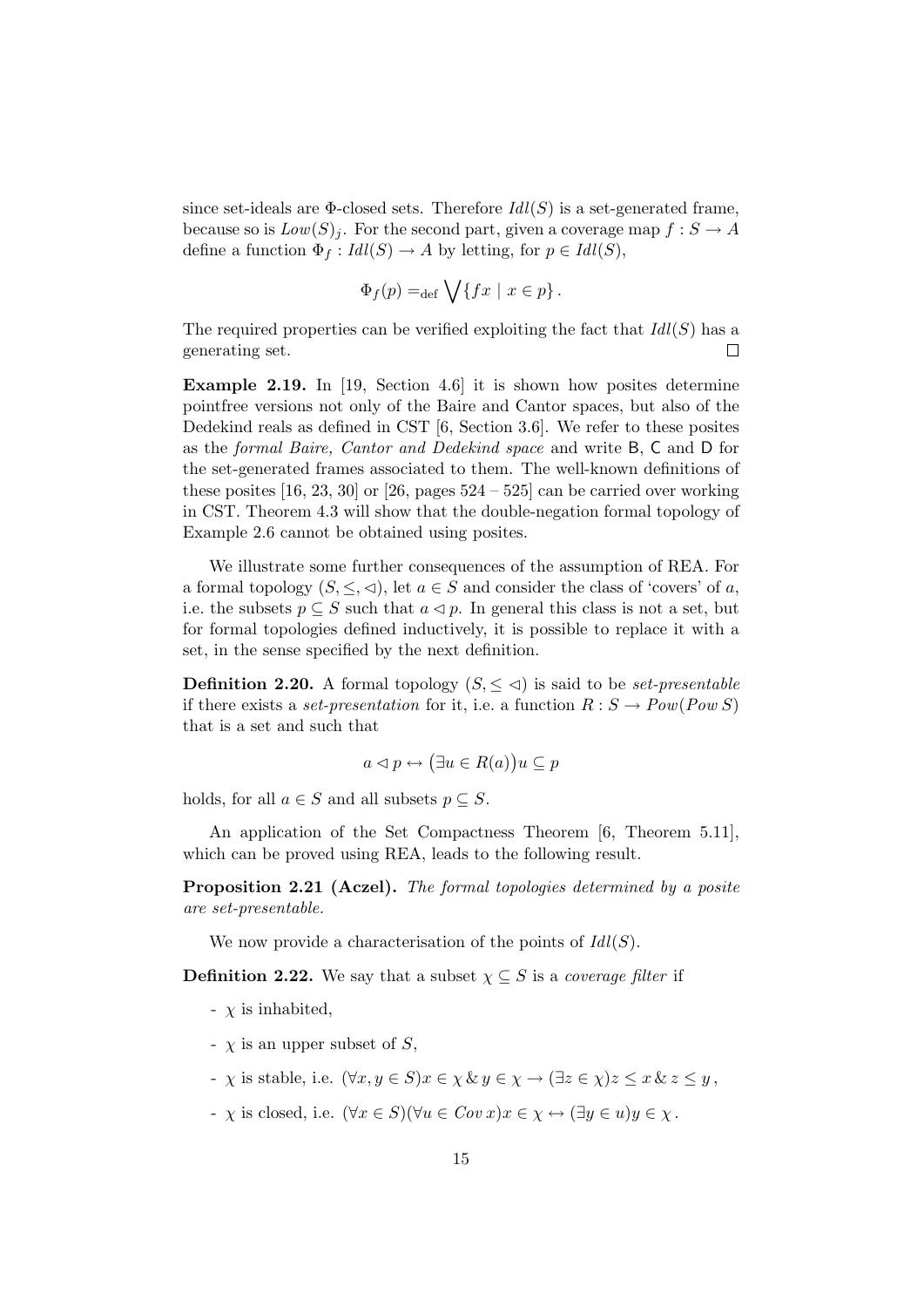since set-ideals are $\Phi$-closed sets. Therefore $Idl(S)$ is a set-generated frame, because so is $Low(S)_j$. For the second part, given a coverage map $f : S \to A$ define a function $\Phi_f : Idl(S) \to A$ by letting, for $p \in Idl(S)$,

$$\Phi_f(p) =_{\text{def}} \bigvee\{fx \mid x \in p\}\,.$$

The required properties can be verified exploiting the fact that $Idl(S)$ has a generating set. $\square$

**Example 2.19.** In [19, Section 4.6] it is shown how posites determine pointfree versions not only of the Baire and Cantor spaces, but also of the Dedekind reals as defined in CST [6, Section 3.6]. We refer to these posites as the *formal Baire, Cantor and Dedekind space* and write $\mathsf{B}$, $\mathsf{C}$ and $\mathsf{D}$ for the set-generated frames associated to them. The well-known definitions of these posites [16, 23, 30] or [26, pages 524 – 525] can be carried over working in CST. Theorem 4.3 will show that the double-negation formal topology of Example 2.6 cannot be obtained using posites.

We illustrate some further consequences of the assumption of REA. For a formal topology $(S, \leq, \lhd)$, let $a \in S$ and consider the class of 'covers' of $a$, i.e. the subsets $p \subseteq S$ such that $a \lhd p$. In general this class is not a set, but for formal topologies defined inductively, it is possible to replace it with a set, in the sense specified by the next definition.

**Definition 2.20.** A formal topology $(S, \leq \lhd)$ is said to be *set-presentable* if there exists a *set-presentation* for it, i.e. a function $R : S \to Pow(Pow\, S)$ that is a set and such that

$$a \lhd p \leftrightarrow \big(\exists u \in R(a)\big) u \subseteq p$$

holds, for all $a \in S$ and all subsets $p \subseteq S$.

An application of the Set Compactness Theorem [6, Theorem 5.11], which can be proved using REA, leads to the following result.

**Proposition 2.21 (Aczel).** *The formal topologies determined by a posite are set-presentable.*

We now provide a characterisation of the points of $Idl(S)$.

**Definition 2.22.** We say that a subset $\chi \subseteq S$ is a *coverage filter* if

- $\chi$ is inhabited,
- $\chi$ is an upper subset of $S$,
- $\chi$ is stable, i.e. $(\forall x, y \in S) x \in \chi \,\&\, y \in \chi \to (\exists z \in \chi) z \leq x \,\&\, z \leq y\,,$
- $\chi$ is closed, i.e. $(\forall x \in S)(\forall u \in Cov\, x) x \in \chi \leftrightarrow (\exists y \in u) y \in \chi\,.$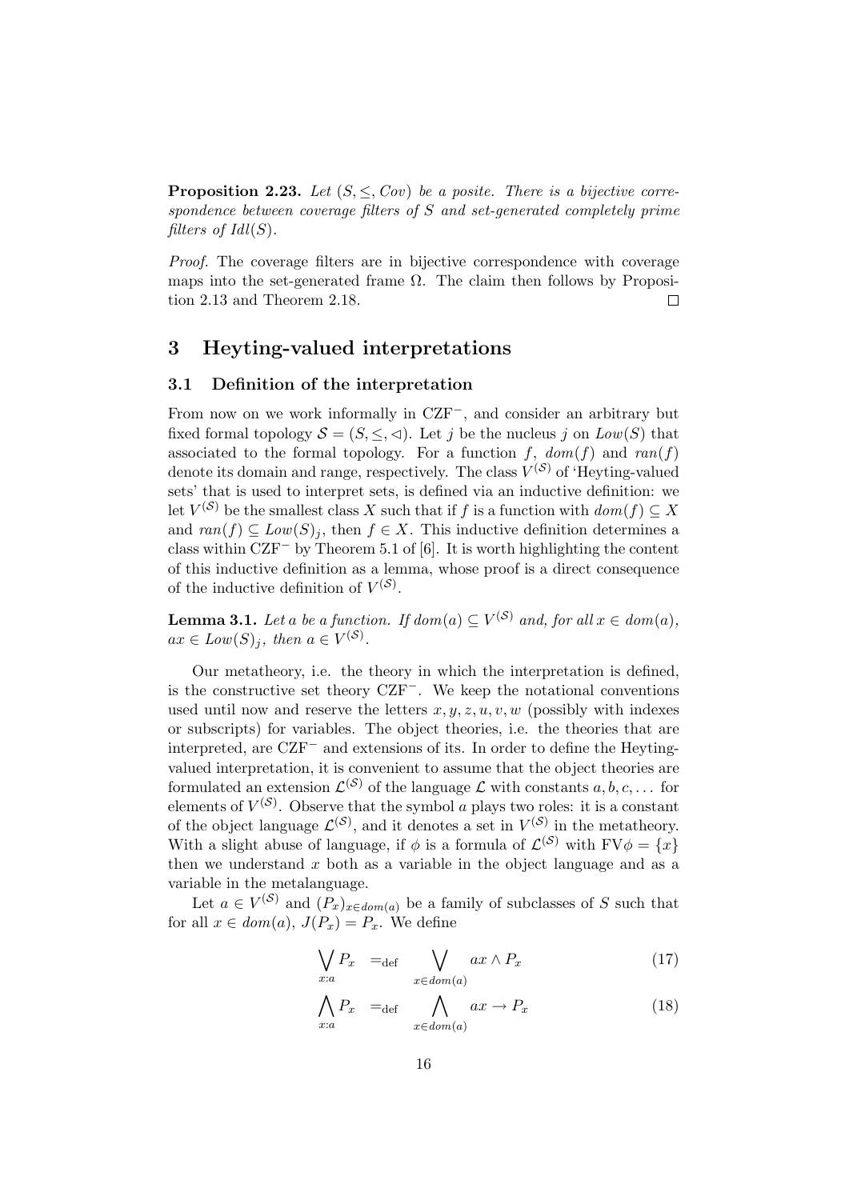**Proposition 2.23.** *Let $(S, \leq, Cov)$ be a posite. There is a bijective correspondence between coverage filters of $S$ and set-generated completely prime filters of $Idl(S)$.*

*Proof.* The coverage filters are in bijective correspondence with coverage maps into the set-generated frame $\Omega$. The claim then follows by Proposition 2.13 and Theorem 2.18. $\square$

# 3 Heyting-valued interpretations

## 3.1 Definition of the interpretation

From now on we work informally in $\mathrm{CZF}^-$, and consider an arbitrary but fixed formal topology $\mathcal{S} = (S, \leq, \lhd)$. Let $j$ be the nucleus $j$ on $Low(S)$ that associated to the formal topology. For a function $f$, $dom(f)$ and $ran(f)$ denote its domain and range, respectively. The class $V^{(\mathcal{S})}$ of 'Heyting-valued sets' that is used to interpret sets, is defined via an inductive definition: we let $V^{(\mathcal{S})}$ be the smallest class $X$ such that if $f$ is a function with $dom(f) \subseteq X$ and $ran(f) \subseteq Low(S)_j$, then $f \in X$. This inductive definition determines a class within $\mathrm{CZF}^-$ by Theorem 5.1 of [6]. It is worth highlighting the content of this inductive definition as a lemma, whose proof is a direct consequence of the inductive definition of $V^{(\mathcal{S})}$.

**Lemma 3.1.** *Let $a$ be a function. If $dom(a) \subseteq V^{(\mathcal{S})}$ and, for all $x \in dom(a)$, $ax \in Low(S)_j$, then $a \in V^{(\mathcal{S})}$.*

Our metatheory, i.e. the theory in which the interpretation is defined, is the constructive set theory $\mathrm{CZF}^-$. We keep the notational conventions used until now and reserve the letters $x, y, z, u, v, w$ (possibly with indexes or subscripts) for variables. The object theories, i.e. the theories that are interpreted, are $\mathrm{CZF}^-$ and extensions of its. In order to define the Heyting-valued interpretation, it is convenient to assume that the object theories are formulated an extension $\mathcal{L}^{(\mathcal{S})}$ of the language $\mathcal{L}$ with constants $a, b, c, \ldots$ for elements of $V^{(\mathcal{S})}$. Observe that the symbol $a$ plays two roles: it is a constant of the object language $\mathcal{L}^{(\mathcal{S})}$, and it denotes a set in $V^{(\mathcal{S})}$ in the metatheory. With a slight abuse of language, if $\phi$ is a formula of $\mathcal{L}^{(\mathcal{S})}$ with $\mathrm{FV}\phi = \{x\}$ then we understand $x$ both as a variable in the object language and as a variable in the metalanguage.

Let $a \in V^{(\mathcal{S})}$ and $(P_x)_{x \in dom(a)}$ be a family of subclasses of $S$ such that for all $x \in dom(a)$, $J(P_x) = P_x$. We define

$$\bigvee_{x:a} P_x \quad =_{\mathrm{def}} \quad \bigvee_{x \in dom(a)} ax \wedge P_x \tag{17}$$

$$\bigwedge_{x:a} P_x \quad =_{\mathrm{def}} \quad \bigwedge_{x \in dom(a)} ax \rightarrow P_x \tag{18}$$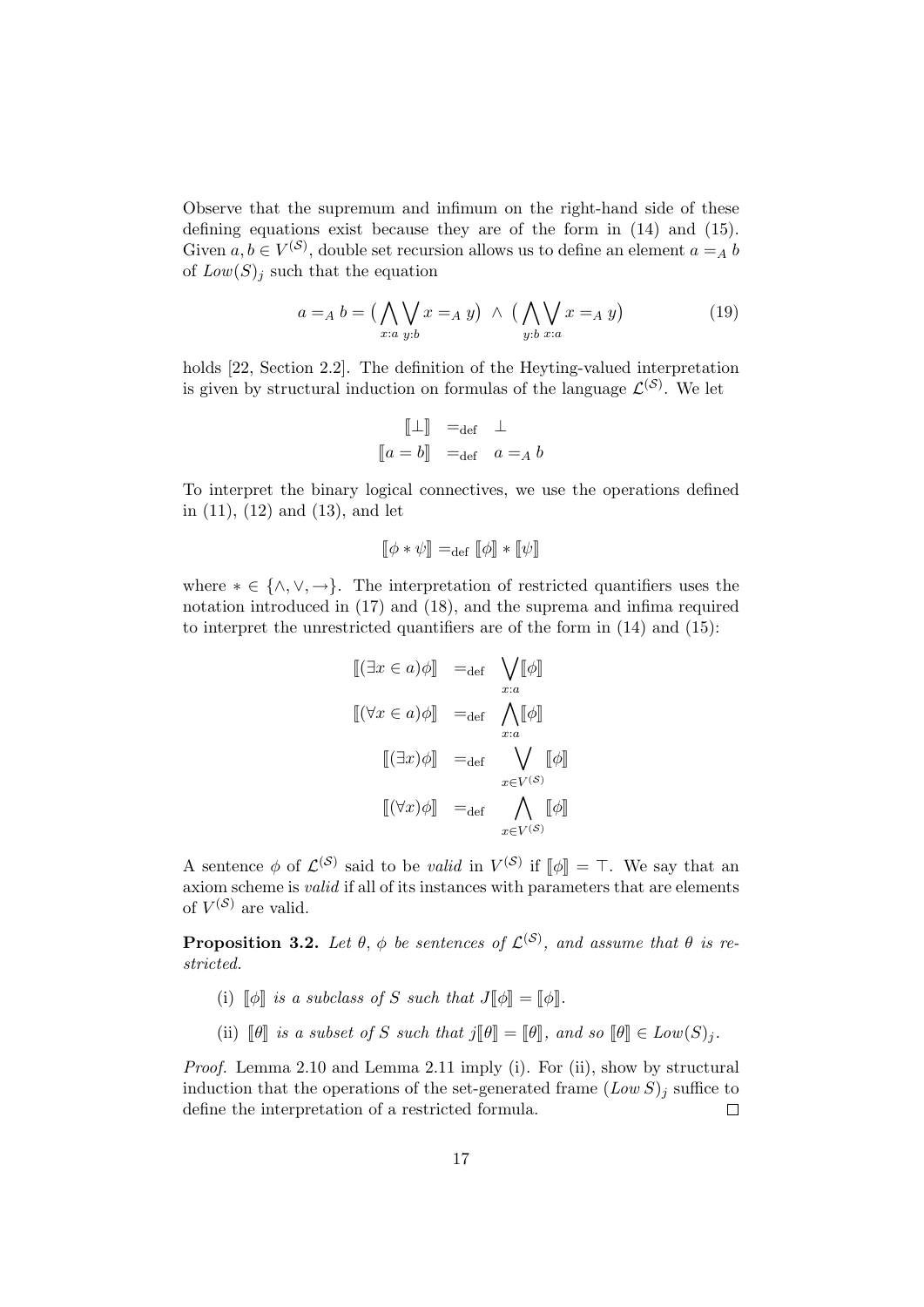Observe that the supremum and infimum on the right-hand side of these defining equations exist because they are of the form in (14) and (15). Given $a, b \in V^{(\mathcal{S})}$, double set recursion allows us to define an element $a =_A b$ of $Low(S)_j$ such that the equation

$$a =_A b = \big( \bigwedge_{x:a} \bigvee_{y:b} x =_A y \big) \ \wedge \ \big( \bigwedge_{y:b} \bigvee_{x:a} x =_A y \big) \tag{19}$$

holds [22, Section 2.2]. The definition of the Heyting-valued interpretation is given by structural induction on formulas of the language $\mathcal{L}^{(\mathcal{S})}$. We let

$$\begin{aligned} [\![\bot]\!] \ &=_{\mathrm{def}} \ \bot \\ [\![a = b]\!] \ &=_{\mathrm{def}} \ a =_A b \end{aligned}$$

To interpret the binary logical connectives, we use the operations defined in (11), (12) and (13), and let

$$[\![\phi * \psi]\!] =_{\mathrm{def}} [\![\phi]\!] * [\![\psi]\!]$$

where $* \in \{\wedge, \vee, \rightarrow\}$. The interpretation of restricted quantifiers uses the notation introduced in (17) and (18), and the suprema and infima required to interpret the unrestricted quantifiers are of the form in (14) and (15):

$$\begin{aligned} [\![(\exists x \in a)\phi]\!] \ &=_{\mathrm{def}} \ \bigvee_{x:a} [\![\phi]\!] \\ [\![(\forall x \in a)\phi]\!] \ &=_{\mathrm{def}} \ \bigwedge_{x:a} [\![\phi]\!] \\ [\![(\exists x)\phi]\!] \ &=_{\mathrm{def}} \ \bigvee_{x \in V^{(\mathcal{S})}} [\![\phi]\!] \\ [\![(\forall x)\phi]\!] \ &=_{\mathrm{def}} \ \bigwedge_{x \in V^{(\mathcal{S})}} [\![\phi]\!] \end{aligned}$$

A sentence $\phi$ of $\mathcal{L}^{(\mathcal{S})}$ said to be *valid* in $V^{(\mathcal{S})}$ if $[\![\phi]\!] = \top$. We say that an axiom scheme is *valid* if all of its instances with parameters that are elements of $V^{(\mathcal{S})}$ are valid.

**Proposition 3.2.** *Let $\theta$, $\phi$ be sentences of $\mathcal{L}^{(\mathcal{S})}$, and assume that $\theta$ is restricted.*

- (i) *$[\![\phi]\!]$ is a subclass of $S$ such that $J[\![\phi]\!] = [\![\phi]\!]$.*
- (ii) *$[\![\theta]\!]$ is a subset of $S$ such that $j[\![\theta]\!] = [\![\theta]\!]$, and so $[\![\theta]\!] \in Low(S)_j$.*

*Proof.* Lemma 2.10 and Lemma 2.11 imply (i). For (ii), show by structural induction that the operations of the set-generated frame $(Low\, S)_j$ suffice to define the interpretation of a restricted formula. □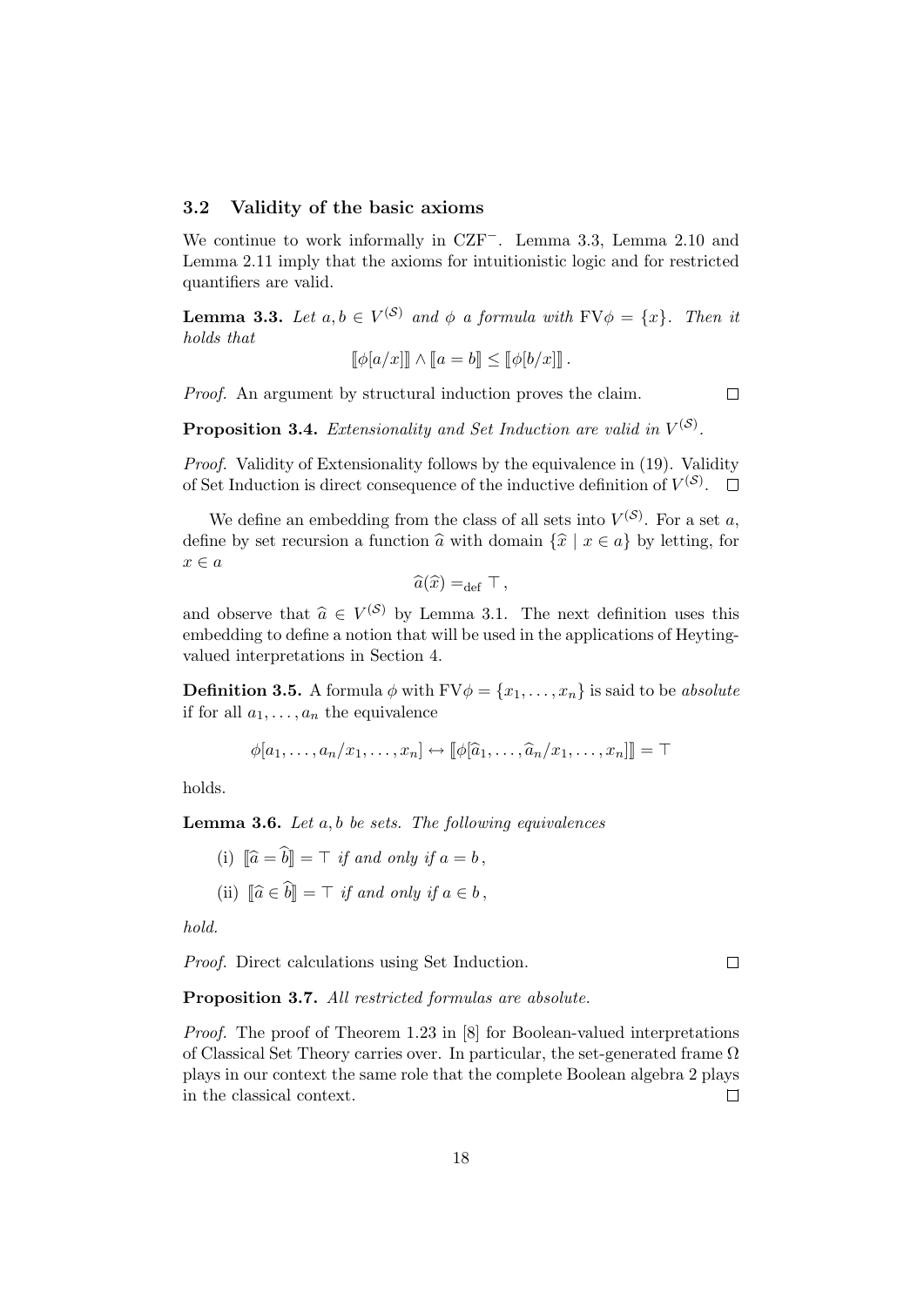### 3.2 Validity of the basic axioms

We continue to work informally in $\mathrm{CZF}^-$. Lemma 3.3, Lemma 2.10 and Lemma 2.11 imply that the axioms for intuitionistic logic and for restricted quantifiers are valid.

**Lemma 3.3.** *Let $a, b \in V^{(\mathcal{S})}$ and $\phi$ a formula with $\mathrm{FV}\phi = \{x\}$. Then it holds that*

$$[\![\phi[a/x]]\!] \wedge [\![a = b]\!] \leq [\![\phi[b/x]]\!] \,.$$

*Proof.* An argument by structural induction proves the claim. $\square$

**Proposition 3.4.** *Extensionality and Set Induction are valid in $V^{(\mathcal{S})}$.*

*Proof.* Validity of Extensionality follows by the equivalence in (19). Validity of Set Induction is direct consequence of the inductive definition of $V^{(\mathcal{S})}$. $\square$

We define an embedding from the class of all sets into $V^{(\mathcal{S})}$. For a set $a$, define by set recursion a function $\widehat{a}$ with domain $\{\widehat{x} \mid x \in a\}$ by letting, for $x \in a$

$$\widehat{a}(\widehat{x}) =_{\mathrm{def}} \top \,,$$

and observe that $\widehat{a} \in V^{(\mathcal{S})}$ by Lemma 3.1. The next definition uses this embedding to define a notion that will be used in the applications of Heyting-valued interpretations in Section 4.

**Definition 3.5.** A formula $\phi$ with $\mathrm{FV}\phi = \{x_1, \ldots, x_n\}$ is said to be *absolute* if for all $a_1, \ldots, a_n$ the equivalence

$$\phi[a_1, \ldots, a_n/x_1, \ldots, x_n] \leftrightarrow [\![\phi[\widehat{a}_1, \ldots, \widehat{a}_n/x_1, \ldots, x_n]]\!] = \top$$

holds.

**Lemma 3.6.** *Let $a, b$ be sets. The following equivalences*

(i) $[\![\widehat{a} = \widehat{b}]\!] = \top$ *if and only if* $a = b$,

(ii) $[\![\widehat{a} \in \widehat{b}]\!] = \top$ *if and only if* $a \in b$,

*hold.*

*Proof.* Direct calculations using Set Induction. $\square$

**Proposition 3.7.** *All restricted formulas are absolute.*

*Proof.* The proof of Theorem 1.23 in [8] for Boolean-valued interpretations of Classical Set Theory carries over. In particular, the set-generated frame $\Omega$ plays in our context the same role that the complete Boolean algebra 2 plays in the classical context. $\square$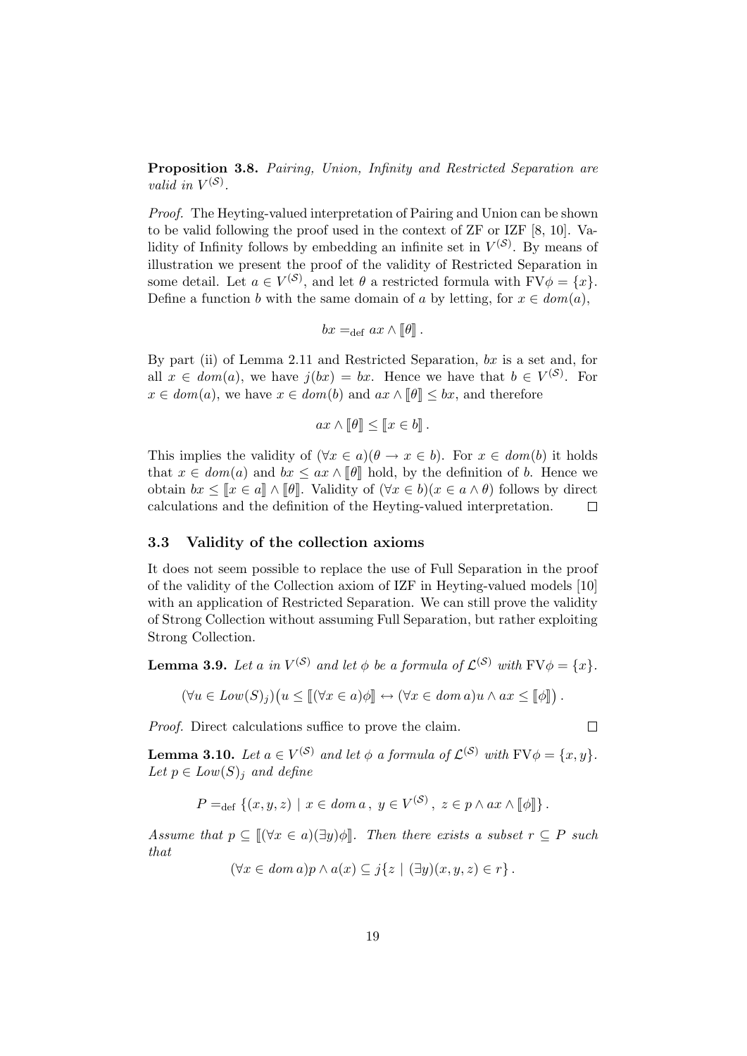**Proposition 3.8.** *Pairing, Union, Infinity and Restricted Separation are valid in $V^{(\mathcal{S})}$.*

*Proof.* The Heyting-valued interpretation of Pairing and Union can be shown to be valid following the proof used in the context of ZF or IZF [8, 10]. Validity of Infinity follows by embedding an infinite set in $V^{(\mathcal{S})}$. By means of illustration we present the proof of the validity of Restricted Separation in some detail. Let $a \in V^{(\mathcal{S})}$, and let $\theta$ a restricted formula with $\mathrm{FV}\phi = \{x\}$. Define a function $b$ with the same domain of $a$ by letting, for $x \in dom(a)$,

$$bx =_{\mathrm{def}} ax \wedge [\![\theta]\!] \,.$$

By part (ii) of Lemma 2.11 and Restricted Separation, $bx$ is a set and, for all $x \in dom(a)$, we have $j(bx) = bx$. Hence we have that $b \in V^{(\mathcal{S})}$. For $x \in dom(a)$, we have $x \in dom(b)$ and $ax \wedge [\![\theta]\!] \leq bx$, and therefore

$$ax \wedge [\![\theta]\!] \leq [\![x \in b]\!] \,.$$

This implies the validity of $(\forall x \in a)(\theta \to x \in b)$. For $x \in dom(b)$ it holds that $x \in dom(a)$ and $bx \leq ax \wedge [\![\theta]\!]$ hold, by the definition of $b$. Hence we obtain $bx \leq [\![x \in a]\!] \wedge [\![\theta]\!]$. Validity of $(\forall x \in b)(x \in a \wedge \theta)$ follows by direct calculations and the definition of the Heyting-valued interpretation. $\square$

### 3.3 Validity of the collection axioms

It does not seem possible to replace the use of Full Separation in the proof of the validity of the Collection axiom of IZF in Heyting-valued models [10] with an application of Restricted Separation. We can still prove the validity of Strong Collection without assuming Full Separation, but rather exploiting Strong Collection.

**Lemma 3.9.** *Let $a$ in $V^{(\mathcal{S})}$ and let $\phi$ be a formula of $\mathcal{L}^{(\mathcal{S})}$ with $\mathrm{FV}\phi = \{x\}$.*

$$(\forall u \in Low(S)_j)\big(u \leq [\![(\forall x \in a)\phi]\!] \leftrightarrow (\forall x \in dom\, a) u \wedge ax \leq [\![\phi]\!]\big)\,.$$

*Proof.* Direct calculations suffice to prove the claim. $\square$

**Lemma 3.10.** *Let $a \in V^{(\mathcal{S})}$ and let $\phi$ a formula of $\mathcal{L}^{(\mathcal{S})}$ with $\mathrm{FV}\phi = \{x, y\}$. Let $p \in Low(S)_j$ and define*

$$P =_{\mathrm{def}} \{(x, y, z) \mid x \in dom\, a\,,\ y \in V^{(\mathcal{S})}\,,\ z \in p \wedge ax \wedge [\![\phi]\!]\}\,.$$

*Assume that $p \subseteq [\![(\forall x \in a)(\exists y)\phi]\!]$. Then there exists a subset $r \subseteq P$ such that*

$$(\forall x \in dom\, a) p \wedge a(x) \subseteq j\{z \mid (\exists y)(x, y, z) \in r\}\,.$$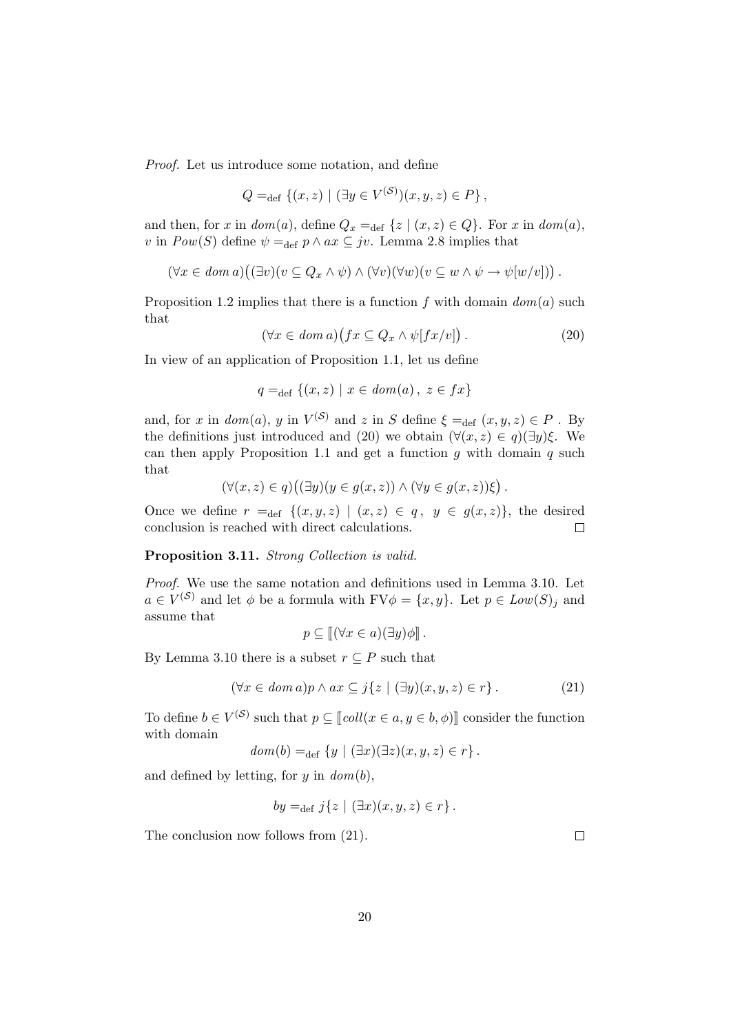*Proof.* Let us introduce some notation, and define

$$Q =_{\text{def}} \{(x, z) \mid (\exists y \in V^{(\mathcal{S})})(x, y, z) \in P\} ,$$

and then, for $x$ in $dom(a)$, define $Q_x =_{\text{def}} \{z \mid (x, z) \in Q\}$. For $x$ in $dom(a)$, $v$ in $Pow(S)$ define $\psi =_{\text{def}} p \wedge ax \subseteq jv$. Lemma 2.8 implies that

$$(\forall x \in dom\, a)\big((\exists v)(v \subseteq Q_x \wedge \psi) \wedge (\forall v)(\forall w)(v \subseteq w \wedge \psi \rightarrow \psi[w/v])\big) .$$

Proposition 1.2 implies that there is a function $f$ with domain $dom(a)$ such that

$$(\forall x \in dom\, a)\big(fx \subseteq Q_x \wedge \psi[fx/v]\big) . \tag{20}$$

In view of an application of Proposition 1.1, let us define

$$q =_{\text{def}} \{(x, z) \mid x \in dom(a) ,\ z \in fx\}$$

and, for $x$ in $dom(a)$, $y$ in $V^{(\mathcal{S})}$ and $z$ in $S$ define $\xi =_{\text{def}} (x, y, z) \in P$ . By the definitions just introduced and (20) we obtain $(\forall (x, z) \in q)(\exists y)\xi$. We can then apply Proposition 1.1 and get a function $g$ with domain $q$ such that

$$(\forall (x, z) \in q)\big((\exists y)(y \in g(x, z)) \wedge (\forall y \in g(x, z))\xi\big) .$$

Once we define $r =_{\text{def}} \{(x, y, z) \mid (x, z) \in q ,\ \ y \in g(x, z)\}$, the desired conclusion is reached with direct calculations. $\square$

**Proposition 3.11.** *Strong Collection is valid.*

*Proof.* We use the same notation and definitions used in Lemma 3.10. Let $a \in V^{(\mathcal{S})}$ and let $\phi$ be a formula with $\text{FV}\phi = \{x, y\}$. Let $p \in Low(S)_j$ and assume that

$$p \subseteq [\![(\forall x \in a)(\exists y)\phi]\!] .$$

By Lemma 3.10 there is a subset $r \subseteq P$ such that

$$(\forall x \in dom\, a)p \wedge ax \subseteq j\{z \mid (\exists y)(x, y, z) \in r\} . \tag{21}$$

To define $b \in V^{(\mathcal{S})}$ such that $p \subseteq [\![coll(x \in a, y \in b, \phi)]\!]$ consider the function with domain

$$dom(b) =_{\text{def}} \{y \mid (\exists x)(\exists z)(x, y, z) \in r\} .$$

and defined by letting, for $y$ in $dom(b)$,

$$by =_{\text{def}} j\{z \mid (\exists x)(x, y, z) \in r\} .$$

The conclusion now follows from (21). $\square$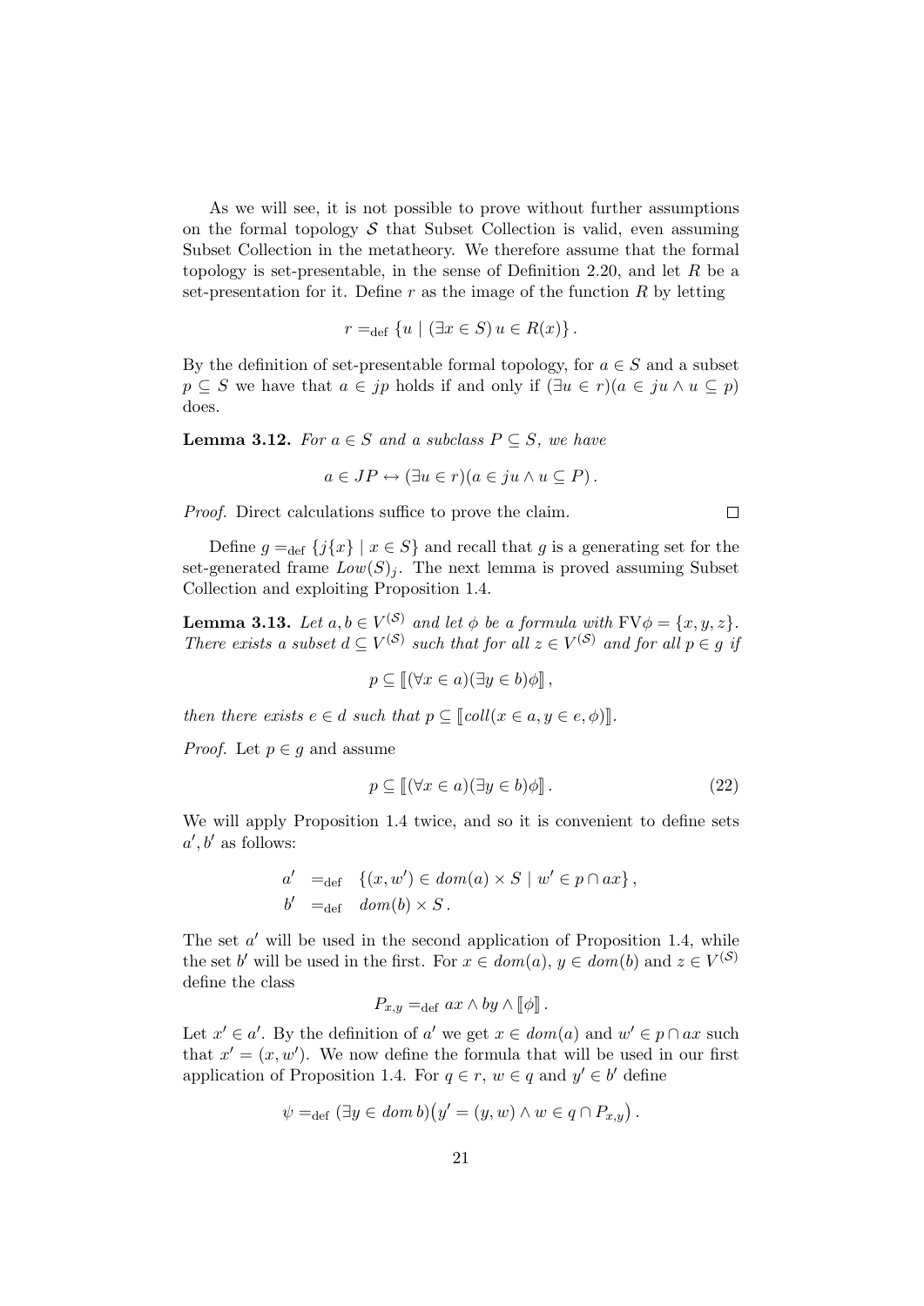As we will see, it is not possible to prove without further assumptions on the formal topology $\mathcal{S}$ that Subset Collection is valid, even assuming Subset Collection in the metatheory. We therefore assume that the formal topology is set-presentable, in the sense of Definition 2.20, and let $R$ be a set-presentation for it. Define $r$ as the image of the function $R$ by letting

$$r =_{\text{def}} \{u \mid (\exists x \in S)\, u \in R(x)\}\,.$$

By the definition of set-presentable formal topology, for $a \in S$ and a subset $p \subseteq S$ we have that $a \in jp$ holds if and only if $(\exists u \in r)(a \in ju \wedge u \subseteq p)$ does.

**Lemma 3.12.** *For $a \in S$ and a subclass $P \subseteq S$, we have*

$$a \in JP \leftrightarrow (\exists u \in r)(a \in ju \wedge u \subseteq P)\,.$$

*Proof.* Direct calculations suffice to prove the claim. $\square$

Define $g =_{\text{def}} \{j\{x\} \mid x \in S\}$ and recall that $g$ is a generating set for the set-generated frame $Low(S)_j$. The next lemma is proved assuming Subset Collection and exploiting Proposition 1.4.

**Lemma 3.13.** *Let $a, b \in V^{(\mathcal{S})}$ and let $\phi$ be a formula with $\mathrm{FV}\phi = \{x, y, z\}$. There exists a subset $d \subseteq V^{(\mathcal{S})}$ such that for all $z \in V^{(\mathcal{S})}$ and for all $p \in g$ if*

$$p \subseteq [\![(\forall x \in a)(\exists y \in b)\phi]\!]\,,$$

*then there exists $e \in d$ such that $p \subseteq [\![coll(x \in a, y \in e, \phi)]\!]$.*

*Proof.* Let $p \in g$ and assume

$$p \subseteq [\![(\forall x \in a)(\exists y \in b)\phi]\!]\,. \tag{22}$$

We will apply Proposition 1.4 twice, and so it is convenient to define sets $a', b'$ as follows:

$$\begin{aligned} a' &=_{\text{def}} \{(x, w') \in dom(a) \times S \mid w' \in p \cap ax\}\,, \\ b' &=_{\text{def}} dom(b) \times S\,. \end{aligned}$$

The set $a'$ will be used in the second application of Proposition 1.4, while the set $b'$ will be used in the first. For $x \in dom(a)$, $y \in dom(b)$ and $z \in V^{(\mathcal{S})}$ define the class

$$P_{x,y} =_{\text{def}} ax \wedge by \wedge [\![\phi]\!]\,.$$

Let $x' \in a'$. By the definition of $a'$ we get $x \in dom(a)$ and $w' \in p \cap ax$ such that $x' = (x, w')$. We now define the formula that will be used in our first application of Proposition 1.4. For $q \in r$, $w \in q$ and $y' \in b'$ define

$$\psi =_{\text{def}} (\exists y \in dom\, b)\big(y' = (y, w) \wedge w \in q \cap P_{x,y}\big)\,.$$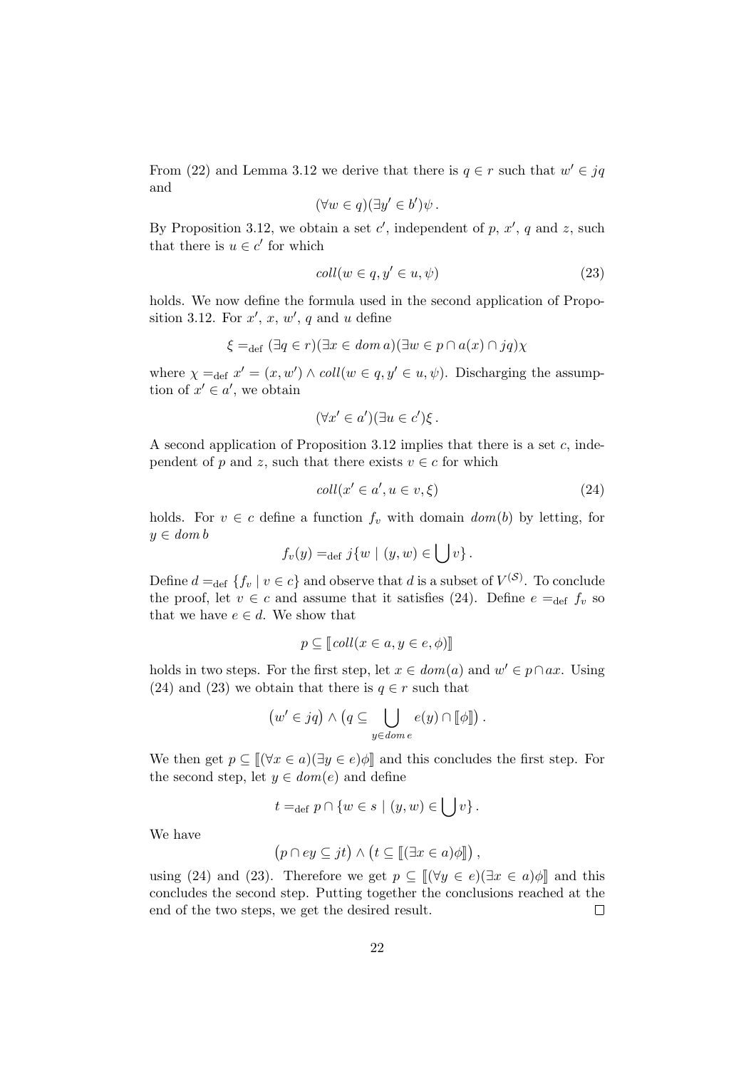From (22) and Lemma 3.12 we derive that there is $q \in r$ such that $w' \in jq$ and

$$(\forall w \in q)(\exists y' \in b')\psi \,.$$

By Proposition 3.12, we obtain a set $c'$, independent of $p$, $x'$, $q$ and $z$, such that there is $u \in c'$ for which

$$coll(w \in q, y' \in u, \psi) \tag{23}$$

holds. We now define the formula used in the second application of Proposition 3.12. For $x'$, $x$, $w'$, $q$ and $u$ define

$$\xi =_{\text{def}} (\exists q \in r)(\exists x \in dom\, a)(\exists w \in p \cap a(x) \cap jq)\chi$$

where $\chi =_{\text{def}} x' = (x, w') \wedge coll(w \in q, y' \in u, \psi)$. Discharging the assumption of $x' \in a'$, we obtain

$$(\forall x' \in a')(\exists u \in c')\xi \,.$$

A second application of Proposition 3.12 implies that there is a set $c$, independent of $p$ and $z$, such that there exists $v \in c$ for which

$$coll(x' \in a', u \in v, \xi) \tag{24}$$

holds. For $v \in c$ define a function $f_v$ with domain $dom(b)$ by letting, for $y \in dom\, b$

$$f_v(y) =_{\text{def}} j\{w \mid (y, w) \in \bigcup v\} \,.$$

Define $d =_{\text{def}} \{f_v \mid v \in c\}$ and observe that $d$ is a subset of $V^{(\mathcal{S})}$. To conclude the proof, let $v \in c$ and assume that it satisfies (24). Define $e =_{\text{def}} f_v$ so that we have $e \in d$. We show that

$$p \subseteq [\![ coll(x \in a, y \in e, \phi) ]\!]$$

holds in two steps. For the first step, let $x \in dom(a)$ and $w' \in p \cap ax$. Using (24) and (23) we obtain that there is $q \in r$ such that

$$\big(w' \in jq\big) \wedge \big(q \subseteq \bigcup_{y \in dom\, e} e(y) \cap [\![\phi]\!]\big) \,.$$

We then get $p \subseteq [\![ (\forall x \in a)(\exists y \in e)\phi ]\!]$ and this concludes the first step. For the second step, let $y \in dom(e)$ and define

$$t =_{\text{def}} p \cap \{w \in s \mid (y, w) \in \bigcup v\} \,.$$

We have

$$\big(p \cap ey \subseteq jt\big) \wedge \big(t \subseteq [\![ (\exists x \in a)\phi ]\!]\big) \,,$$

using (24) and (23). Therefore we get $p \subseteq [\![ (\forall y \in e)(\exists x \in a)\phi ]\!]$ and this concludes the second step. Putting together the conclusions reached at the end of the two steps, we get the desired result. $\square$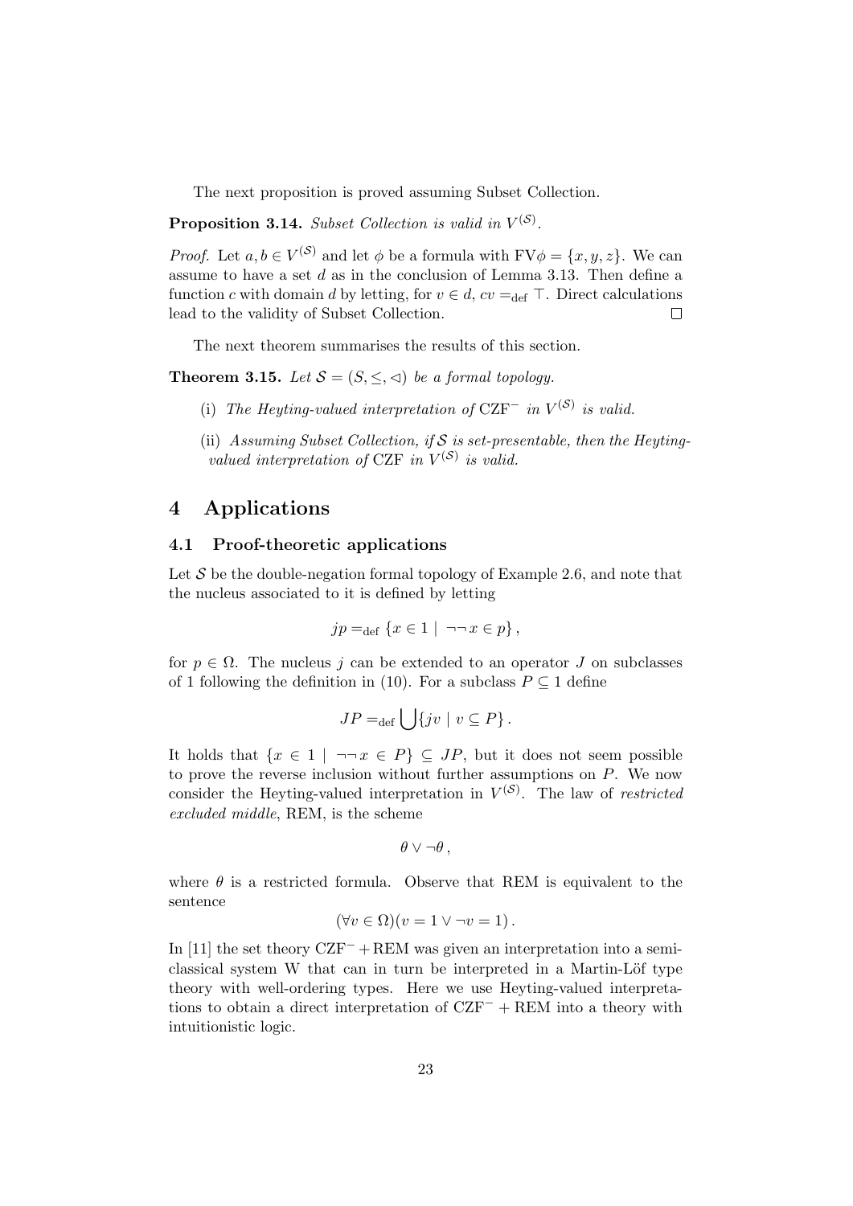The next proposition is proved assuming Subset Collection.

**Proposition 3.14.** *Subset Collection is valid in $V^{(\mathcal{S})}$.*

*Proof.* Let $a, b \in V^{(\mathcal{S})}$ and let $\phi$ be a formula with $\mathrm{FV}\phi = \{x, y, z\}$. We can assume to have a set $d$ as in the conclusion of Lemma 3.13. Then define a function $c$ with domain $d$ by letting, for $v \in d$, $cv =_{\mathrm{def}} \top$. Direct calculations lead to the validity of Subset Collection. □

The next theorem summarises the results of this section.

**Theorem 3.15.** *Let $\mathcal{S} = (S, \leq, \lhd)$ be a formal topology.*

(i) *The Heyting-valued interpretation of $\mathrm{CZF}^-$ in $V^{(\mathcal{S})}$ is valid.*

(ii) *Assuming Subset Collection, if $\mathcal{S}$ is set-presentable, then the Heyting-valued interpretation of CZF in $V^{(\mathcal{S})}$ is valid.*

# 4 Applications

## 4.1 Proof-theoretic applications

Let $\mathcal{S}$ be the double-negation formal topology of Example 2.6, and note that the nucleus associated to it is defined by letting

$$jp =_{\mathrm{def}} \{x \in 1 \mid \neg\neg x \in p\},$$

for $p \in \Omega$. The nucleus $j$ can be extended to an operator $J$ on subclasses of 1 following the definition in (10). For a subclass $P \subseteq 1$ define

$$JP =_{\mathrm{def}} \bigcup \{jv \mid v \subseteq P\}.$$

It holds that $\{x \in 1 \mid \neg\neg x \in P\} \subseteq JP$, but it does not seem possible to prove the reverse inclusion without further assumptions on $P$. We now consider the Heyting-valued interpretation in $V^{(\mathcal{S})}$. The law of *restricted excluded middle*, REM, is the scheme

$$\theta \vee \neg\theta,$$

where $\theta$ is a restricted formula. Observe that REM is equivalent to the sentence

$$(\forall v \in \Omega)(v = 1 \vee \neg v = 1).$$

In [11] the set theory $\mathrm{CZF}^- + \mathrm{REM}$ was given an interpretation into a semi-classical system W that can in turn be interpreted in a Martin-Löf type theory with well-ordering types. Here we use Heyting-valued interpretations to obtain a direct interpretation of $\mathrm{CZF}^- + \mathrm{REM}$ into a theory with intuitionistic logic.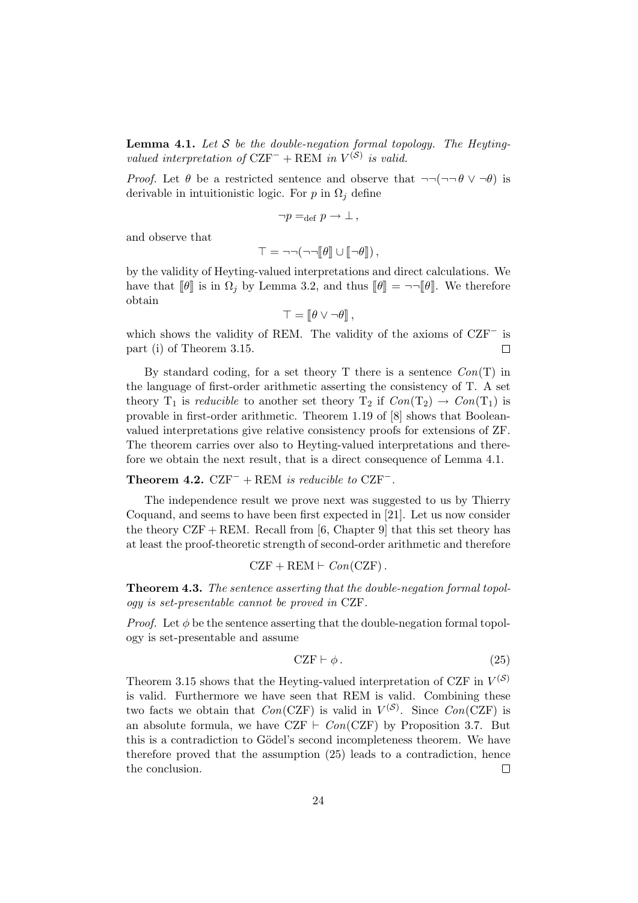**Lemma 4.1.** *Let $\mathcal{S}$ be the double-negation formal topology. The Heyting-valued interpretation of* $\mathrm{CZF}^- + \mathrm{REM}$ *in* $V^{(\mathcal{S})}$ *is valid.*

*Proof.* Let $\theta$ be a restricted sentence and observe that $\neg\neg(\neg\neg\,\theta \vee \neg\theta)$ is derivable in intuitionistic logic. For $p$ in $\Omega_j$ define

$$\neg p =_{\text{def}} p \to \bot\,,$$

and observe that

$$\top = \neg\neg(\neg\neg[\![\theta]\!] \cup [\![\neg\theta]\!])\,,$$

by the validity of Heyting-valued interpretations and direct calculations. We have that $[\![\theta]\!]$ is in $\Omega_j$ by Lemma 3.2, and thus $[\![\theta]\!] = \neg\neg[\![\theta]\!]$. We therefore obtain

$$\top = [\![\theta \vee \neg\theta]\!]\,,$$

which shows the validity of REM. The validity of the axioms of $\mathrm{CZF}^-$ is part (i) of Theorem 3.15. $\square$

By standard coding, for a set theory T there is a sentence $Con(\mathrm{T})$ in the language of first-order arithmetic asserting the consistency of T. A set theory $\mathrm{T}_1$ is *reducible* to another set theory $\mathrm{T}_2$ if $Con(\mathrm{T}_2) \to Con(\mathrm{T}_1)$ is provable in first-order arithmetic. Theorem 1.19 of [8] shows that Boolean-valued interpretations give relative consistency proofs for extensions of ZF. The theorem carries over also to Heyting-valued interpretations and therefore we obtain the next result, that is a direct consequence of Lemma 4.1.

**Theorem 4.2.** $\mathrm{CZF}^- + \mathrm{REM}$ *is reducible to* $\mathrm{CZF}^-$.

The independence result we prove next was suggested to us by Thierry Coquand, and seems to have been first expected in [21]. Let us now consider the theory $\mathrm{CZF} + \mathrm{REM}$. Recall from [6, Chapter 9] that this set theory has at least the proof-theoretic strength of second-order arithmetic and therefore

$$\mathrm{CZF} + \mathrm{REM} \vdash Con(\mathrm{CZF})\,.$$

**Theorem 4.3.** *The sentence asserting that the double-negation formal topology is set-presentable cannot be proved in* CZF.

*Proof.* Let $\phi$ be the sentence asserting that the double-negation formal topology is set-presentable and assume

$$\mathrm{CZF} \vdash \phi\,. \tag{25}$$

Theorem 3.15 shows that the Heyting-valued interpretation of CZF in $V^{(\mathcal{S})}$ is valid. Furthermore we have seen that REM is valid. Combining these two facts we obtain that $Con(\mathrm{CZF})$ is valid in $V^{(\mathcal{S})}$. Since $Con(\mathrm{CZF})$ is an absolute formula, we have $\mathrm{CZF} \vdash Con(\mathrm{CZF})$ by Proposition 3.7. But this is a contradiction to Gödel's second incompleteness theorem. We have therefore proved that the assumption (25) leads to a contradiction, hence the conclusion. $\square$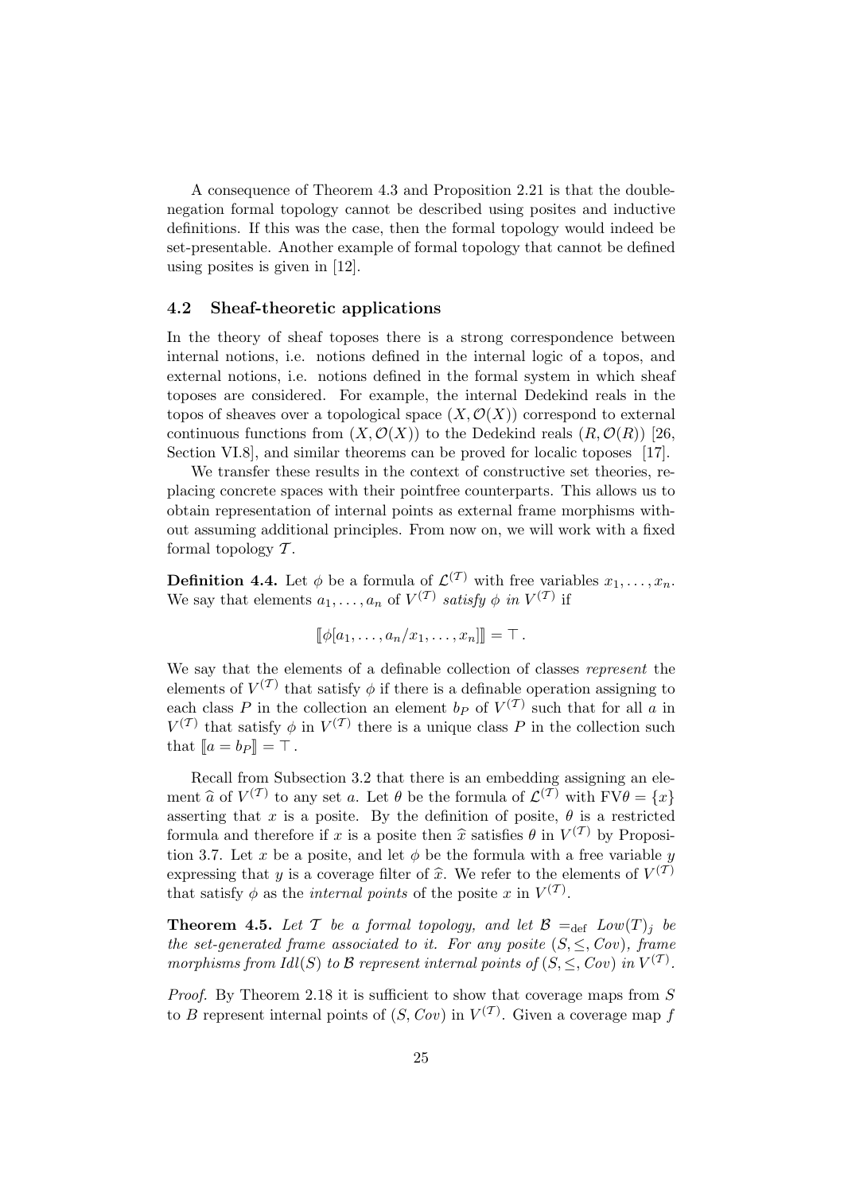A consequence of Theorem 4.3 and Proposition 2.21 is that the double-negation formal topology cannot be described using posites and inductive definitions. If this was the case, then the formal topology would indeed be set-presentable. Another example of formal topology that cannot be defined using posites is given in [12].

### 4.2 Sheaf-theoretic applications

In the theory of sheaf toposes there is a strong correspondence between internal notions, i.e. notions defined in the internal logic of a topos, and external notions, i.e. notions defined in the formal system in which sheaf toposes are considered. For example, the internal Dedekind reals in the topos of sheaves over a topological space $(X, \mathcal{O}(X))$ correspond to external continuous functions from $(X, \mathcal{O}(X))$ to the Dedekind reals $(R, \mathcal{O}(R))$ [26, Section VI.8], and similar theorems can be proved for localic toposes [17].

We transfer these results in the context of constructive set theories, replacing concrete spaces with their pointfree counterparts. This allows us to obtain representation of internal points as external frame morphisms without assuming additional principles. From now on, we will work with a fixed formal topology $\mathcal{T}$.

**Definition 4.4.** Let $\phi$ be a formula of $\mathcal{L}^{(\mathcal{T})}$ with free variables $x_1, \ldots, x_n$. We say that elements $a_1, \ldots, a_n$ of $V^{(\mathcal{T})}$ *satisfy* $\phi$ *in* $V^{(\mathcal{T})}$ if

$$\llbracket \phi[a_1, \ldots, a_n / x_1, \ldots, x_n] \rrbracket = \top \,.$$

We say that the elements of a definable collection of classes *represent* the elements of $V^{(\mathcal{T})}$ that satisfy $\phi$ if there is a definable operation assigning to each class $P$ in the collection an element $b_P$ of $V^{(\mathcal{T})}$ such that for all $a$ in $V^{(\mathcal{T})}$ that satisfy $\phi$ in $V^{(\mathcal{T})}$ there is a unique class $P$ in the collection such that $\llbracket a = b_P \rrbracket = \top$.

Recall from Subsection 3.2 that there is an embedding assigning an element $\widehat{a}$ of $V^{(\mathcal{T})}$ to any set $a$. Let $\theta$ be the formula of $\mathcal{L}^{(\mathcal{T})}$ with $\mathrm{FV}\theta = \{x\}$ asserting that $x$ is a posite. By the definition of posite, $\theta$ is a restricted formula and therefore if $x$ is a posite then $\widehat{x}$ satisfies $\theta$ in $V^{(\mathcal{T})}$ by Proposition 3.7. Let $x$ be a posite, and let $\phi$ be the formula with a free variable $y$ expressing that $y$ is a coverage filter of $\widehat{x}$. We refer to the elements of $V^{(\mathcal{T})}$ that satisfy $\phi$ as the *internal points* of the posite $x$ in $V^{(\mathcal{T})}$.

**Theorem 4.5.** *Let $\mathcal{T}$ be a formal topology, and let $\mathcal{B} =_{\mathrm{def}} Low(T)_j$ be the set-generated frame associated to it. For any posite $(S, \leq, Cov)$, frame morphisms from $Idl(S)$ to $\mathcal{B}$ represent internal points of $(S, \leq, Cov)$ in $V^{(\mathcal{T})}$.*

*Proof.* By Theorem 2.18 it is sufficient to show that coverage maps from $S$ to $B$ represent internal points of $(S, Cov)$ in $V^{(\mathcal{T})}$. Given a coverage map $f$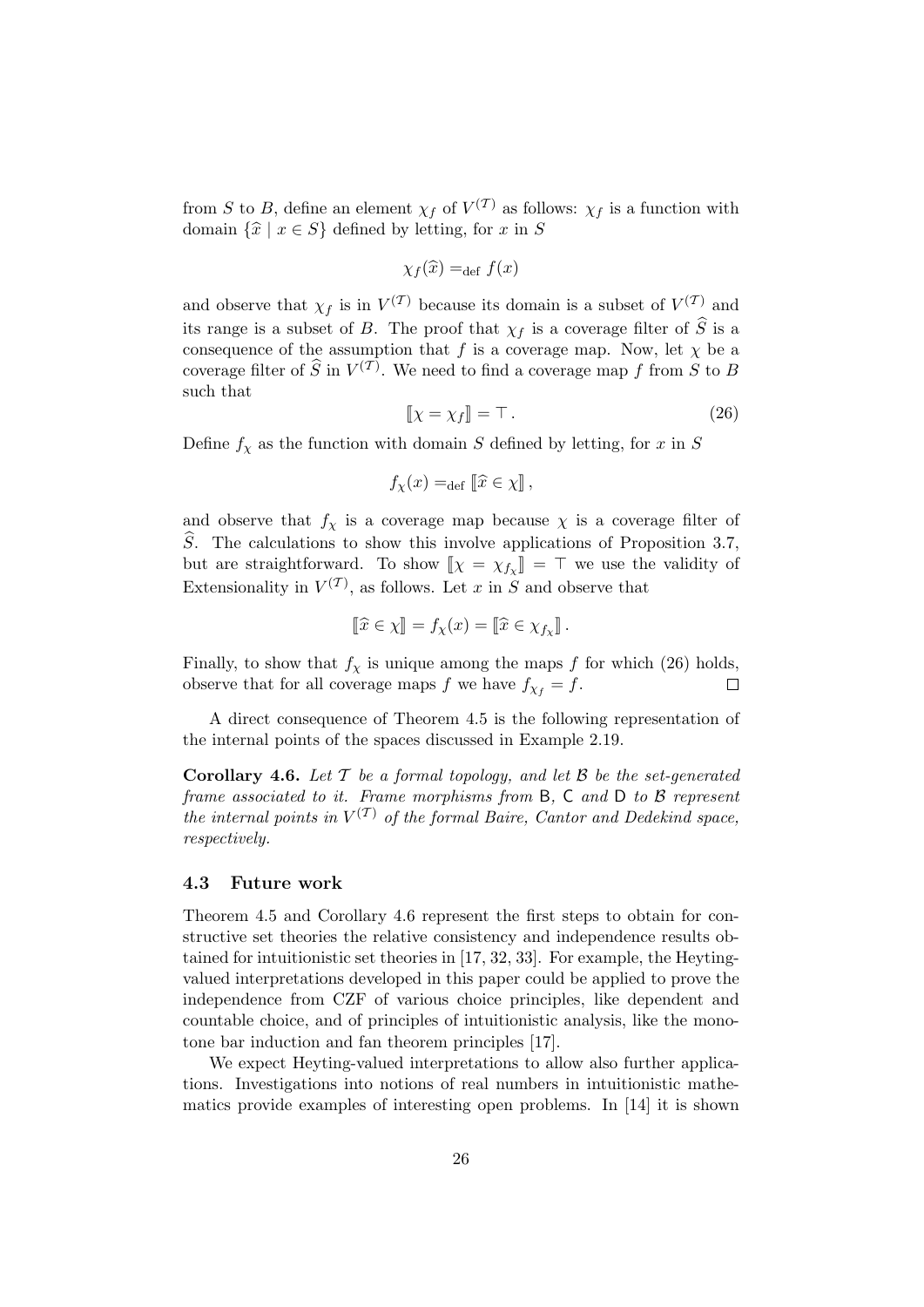from $S$ to $B$, define an element $\chi_f$ of $V^{(\mathcal{T})}$ as follows: $\chi_f$ is a function with domain $\{\widehat{x} \mid x \in S\}$ defined by letting, for $x$ in $S$

$$\chi_f(\widehat{x}) =_{\text{def}} f(x)$$

and observe that $\chi_f$ is in $V^{(\mathcal{T})}$ because its domain is a subset of $V^{(\mathcal{T})}$ and its range is a subset of $B$. The proof that $\chi_f$ is a coverage filter of $\widehat{S}$ is a consequence of the assumption that $f$ is a coverage map. Now, let $\chi$ be a coverage filter of $\widehat{S}$ in $V^{(\mathcal{T})}$. We need to find a coverage map $f$ from $S$ to $B$ such that

$$[\![\chi = \chi_f]\!] = \top\,. \tag{26}$$

Define $f_\chi$ as the function with domain $S$ defined by letting, for $x$ in $S$

$$f_\chi(x) =_{\text{def}} [\![\widehat{x} \in \chi]\!]\,,$$

and observe that $f_\chi$ is a coverage map because $\chi$ is a coverage filter of $\widehat{S}$. The calculations to show this involve applications of Proposition 3.7, but are straightforward. To show $[\![\chi = \chi_{f_\chi}]\!] = \top$ we use the validity of Extensionality in $V^{(\mathcal{T})}$, as follows. Let $x$ in $S$ and observe that

$$[\![\widehat{x} \in \chi]\!] = f_\chi(x) = [\![\widehat{x} \in \chi_{f_\chi}]\!]\,.$$

Finally, to show that $f_\chi$ is unique among the maps $f$ for which (26) holds, observe that for all coverage maps $f$ we have $f_{\chi_f} = f$. □

A direct consequence of Theorem 4.5 is the following representation of the internal points of the spaces discussed in Example 2.19.

**Corollary 4.6.** *Let $\mathcal{T}$ be a formal topology, and let $\mathcal{B}$ be the set-generated frame associated to it. Frame morphisms from* $\mathsf{B}$, $\mathsf{C}$ *and* $\mathsf{D}$ *to $\mathcal{B}$ represent the internal points in $V^{(\mathcal{T})}$ of the formal Baire, Cantor and Dedekind space, respectively.*

### 4.3 Future work

Theorem 4.5 and Corollary 4.6 represent the first steps to obtain for constructive set theories the relative consistency and independence results obtained for intuitionistic set theories in [17, 32, 33]. For example, the Heyting-valued interpretations developed in this paper could be applied to prove the independence from CZF of various choice principles, like dependent and countable choice, and of principles of intuitionistic analysis, like the monotone bar induction and fan theorem principles [17].

We expect Heyting-valued interpretations to allow also further applications. Investigations into notions of real numbers in intuitionistic mathematics provide examples of interesting open problems. In [14] it is shown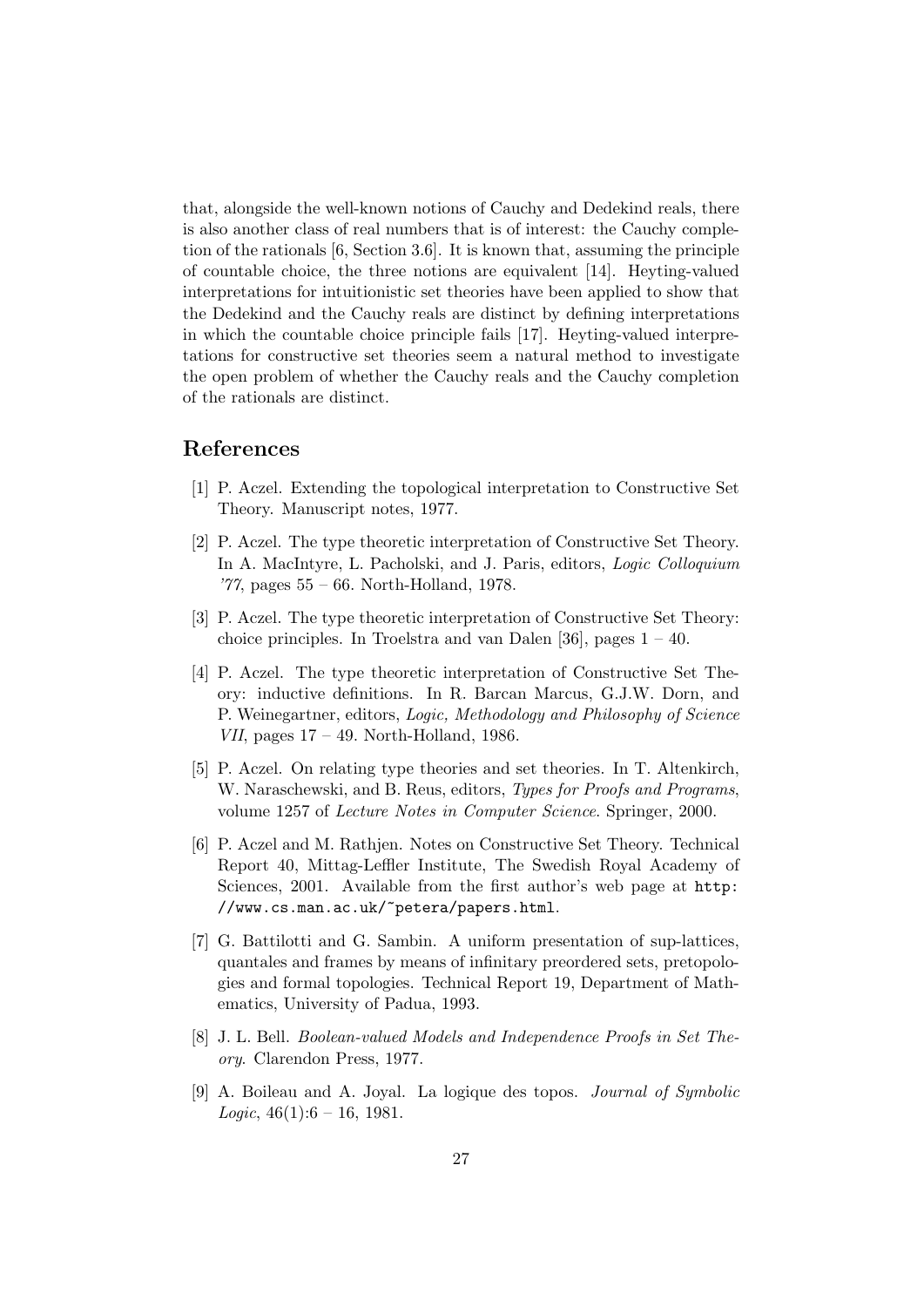that, alongside the well-known notions of Cauchy and Dedekind reals, there is also another class of real numbers that is of interest: the Cauchy completion of the rationals [6, Section 3.6]. It is known that, assuming the principle of countable choice, the three notions are equivalent [14]. Heyting-valued interpretations for intuitionistic set theories have been applied to show that the Dedekind and the Cauchy reals are distinct by defining interpretations in which the countable choice principle fails [17]. Heyting-valued interpretations for constructive set theories seem a natural method to investigate the open problem of whether the Cauchy reals and the Cauchy completion of the rationals are distinct.

## References

[1] P. Aczel. Extending the topological interpretation to Constructive Set Theory. Manuscript notes, 1977.

[2] P. Aczel. The type theoretic interpretation of Constructive Set Theory. In A. MacIntyre, L. Pacholski, and J. Paris, editors, *Logic Colloquium '77*, pages 55 – 66. North-Holland, 1978.

[3] P. Aczel. The type theoretic interpretation of Constructive Set Theory: choice principles. In Troelstra and van Dalen [36], pages 1 – 40.

[4] P. Aczel. The type theoretic interpretation of Constructive Set Theory: inductive definitions. In R. Barcan Marcus, G.J.W. Dorn, and P. Weinegartner, editors, *Logic, Methodology and Philosophy of Science VII*, pages 17 – 49. North-Holland, 1986.

[5] P. Aczel. On relating type theories and set theories. In T. Altenkirch, W. Naraschewski, and B. Reus, editors, *Types for Proofs and Programs*, volume 1257 of *Lecture Notes in Computer Science*. Springer, 2000.

[6] P. Aczel and M. Rathjen. Notes on Constructive Set Theory. Technical Report 40, Mittag-Leffler Institute, The Swedish Royal Academy of Sciences, 2001. Available from the first author's web page at `http://www.cs.man.ac.uk/~petera/papers.html`.

[7] G. Battilotti and G. Sambin. A uniform presentation of sup-lattices, quantales and frames by means of infinitary preordered sets, pretopologies and formal topologies. Technical Report 19, Department of Mathematics, University of Padua, 1993.

[8] J. L. Bell. *Boolean-valued Models and Independence Proofs in Set Theory*. Clarendon Press, 1977.

[9] A. Boileau and A. Joyal. La logique des topos. *Journal of Symbolic Logic*, 46(1):6 – 16, 1981.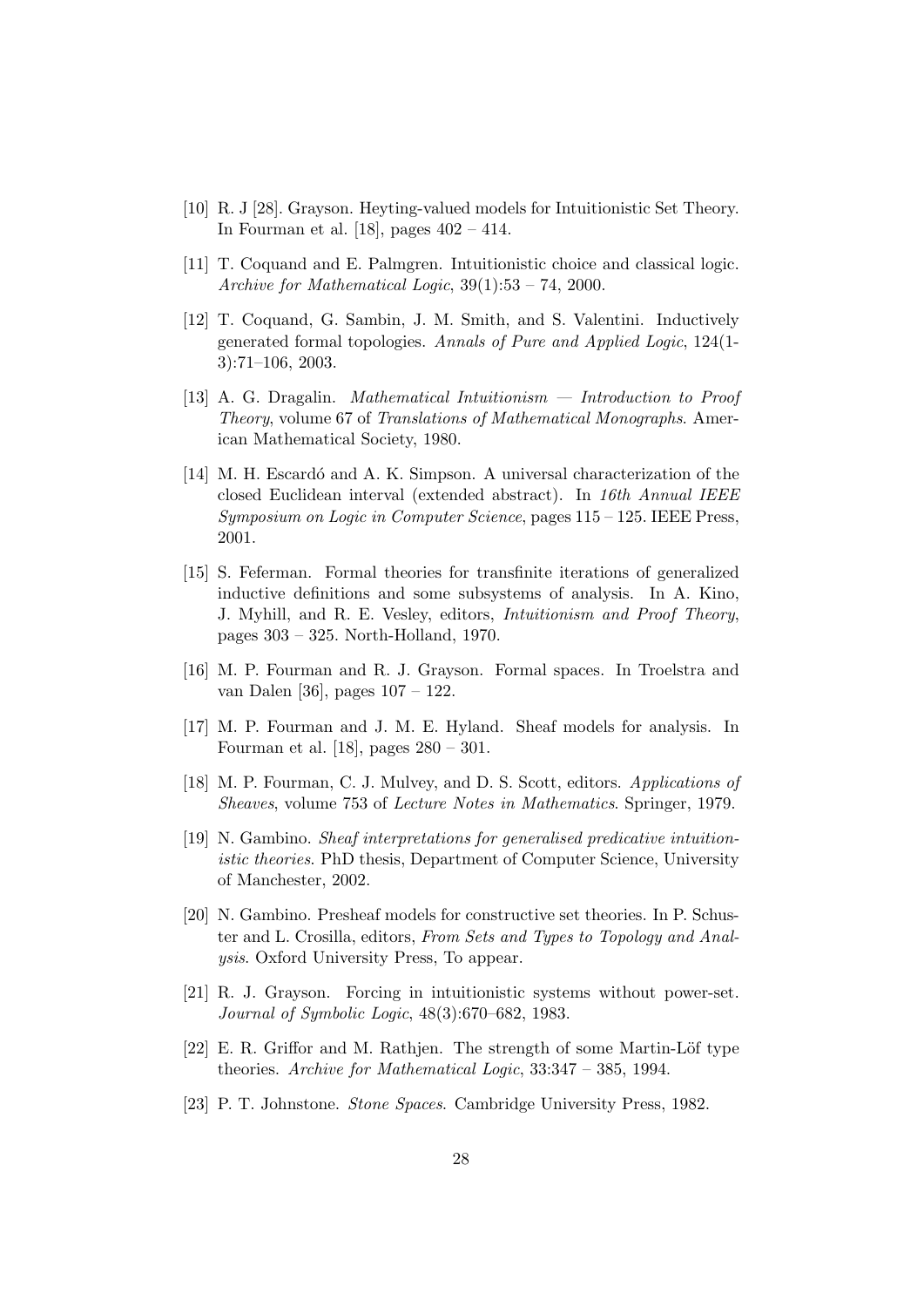[10] R. J [28]. Grayson. Heyting-valued models for Intuitionistic Set Theory. In Fourman et al. [18], pages 402 – 414.

[11] T. Coquand and E. Palmgren. Intuitionistic choice and classical logic. *Archive for Mathematical Logic*, 39(1):53 – 74, 2000.

[12] T. Coquand, G. Sambin, J. M. Smith, and S. Valentini. Inductively generated formal topologies. *Annals of Pure and Applied Logic*, 124(1-3):71–106, 2003.

[13] A. G. Dragalin. *Mathematical Intuitionism — Introduction to Proof Theory*, volume 67 of *Translations of Mathematical Monographs*. American Mathematical Society, 1980.

[14] M. H. Escardó and A. K. Simpson. A universal characterization of the closed Euclidean interval (extended abstract). In *16th Annual IEEE Symposium on Logic in Computer Science*, pages 115 – 125. IEEE Press, 2001.

[15] S. Feferman. Formal theories for transfinite iterations of generalized inductive definitions and some subsystems of analysis. In A. Kino, J. Myhill, and R. E. Vesley, editors, *Intuitionism and Proof Theory*, pages 303 – 325. North-Holland, 1970.

[16] M. P. Fourman and R. J. Grayson. Formal spaces. In Troelstra and van Dalen [36], pages 107 – 122.

[17] M. P. Fourman and J. M. E. Hyland. Sheaf models for analysis. In Fourman et al. [18], pages 280 – 301.

[18] M. P. Fourman, C. J. Mulvey, and D. S. Scott, editors. *Applications of Sheaves*, volume 753 of *Lecture Notes in Mathematics*. Springer, 1979.

[19] N. Gambino. *Sheaf interpretations for generalised predicative intuitionistic theories*. PhD thesis, Department of Computer Science, University of Manchester, 2002.

[20] N. Gambino. Presheaf models for constructive set theories. In P. Schuster and L. Crosilla, editors, *From Sets and Types to Topology and Analysis*. Oxford University Press, To appear.

[21] R. J. Grayson. Forcing in intuitionistic systems without power-set. *Journal of Symbolic Logic*, 48(3):670–682, 1983.

[22] E. R. Griffor and M. Rathjen. The strength of some Martin-Löf type theories. *Archive for Mathematical Logic*, 33:347 – 385, 1994.

[23] P. T. Johnstone. *Stone Spaces*. Cambridge University Press, 1982.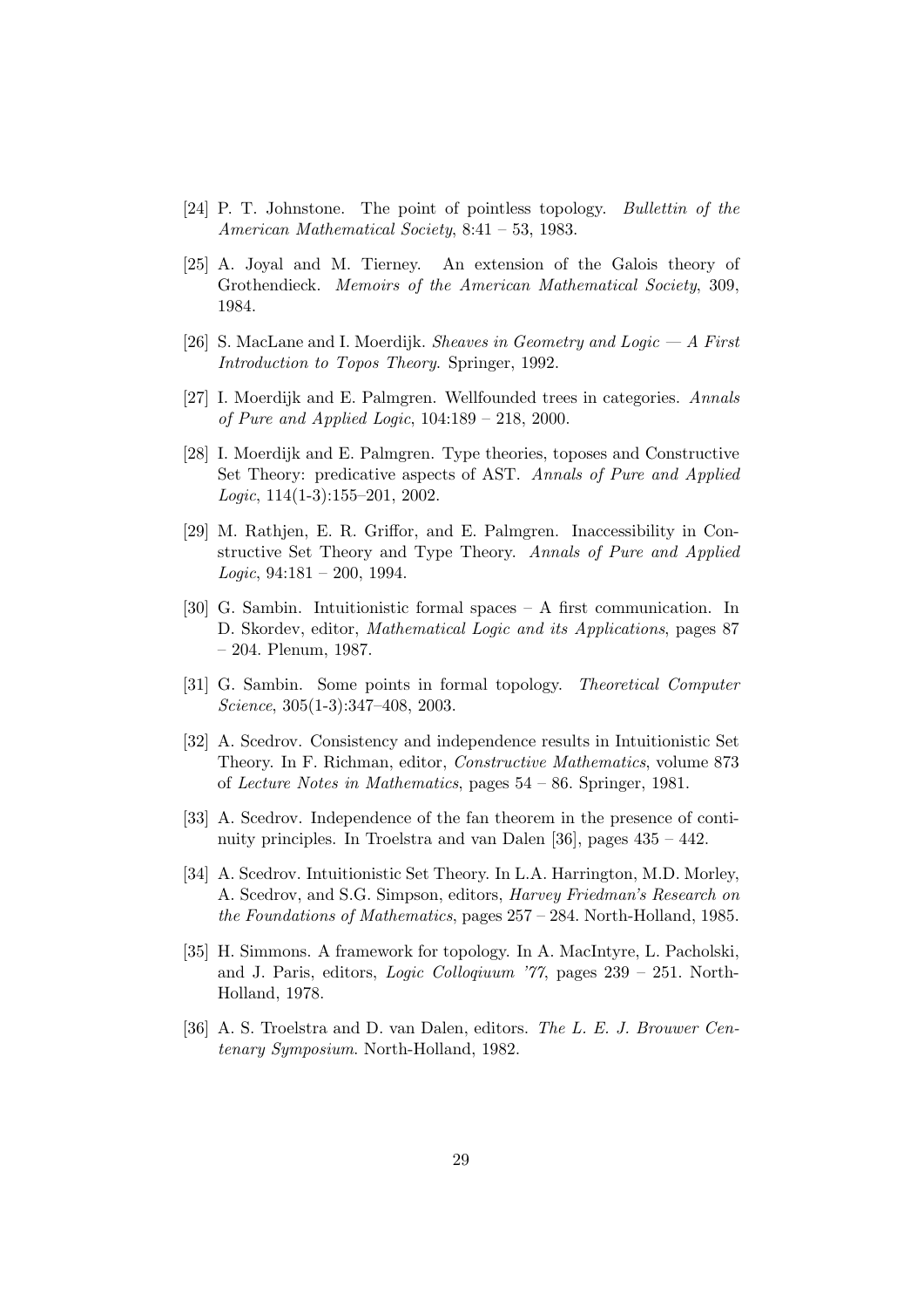[24] P. T. Johnstone. The point of pointless topology. *Bullettin of the American Mathematical Society*, 8:41 – 53, 1983.

[25] A. Joyal and M. Tierney. An extension of the Galois theory of Grothendieck. *Memoirs of the American Mathematical Society*, 309, 1984.

[26] S. MacLane and I. Moerdijk. *Sheaves in Geometry and Logic — A First Introduction to Topos Theory*. Springer, 1992.

[27] I. Moerdijk and E. Palmgren. Wellfounded trees in categories. *Annals of Pure and Applied Logic*, 104:189 – 218, 2000.

[28] I. Moerdijk and E. Palmgren. Type theories, toposes and Constructive Set Theory: predicative aspects of AST. *Annals of Pure and Applied Logic*, 114(1-3):155–201, 2002.

[29] M. Rathjen, E. R. Griffor, and E. Palmgren. Inaccessibility in Constructive Set Theory and Type Theory. *Annals of Pure and Applied Logic*, 94:181 – 200, 1994.

[30] G. Sambin. Intuitionistic formal spaces – A first communication. In D. Skordev, editor, *Mathematical Logic and its Applications*, pages 87 – 204. Plenum, 1987.

[31] G. Sambin. Some points in formal topology. *Theoretical Computer Science*, 305(1-3):347–408, 2003.

[32] A. Scedrov. Consistency and independence results in Intuitionistic Set Theory. In F. Richman, editor, *Constructive Mathematics*, volume 873 of *Lecture Notes in Mathematics*, pages 54 – 86. Springer, 1981.

[33] A. Scedrov. Independence of the fan theorem in the presence of continuity principles. In Troelstra and van Dalen [36], pages 435 – 442.

[34] A. Scedrov. Intuitionistic Set Theory. In L.A. Harrington, M.D. Morley, A. Scedrov, and S.G. Simpson, editors, *Harvey Friedman's Research on the Foundations of Mathematics*, pages 257 – 284. North-Holland, 1985.

[35] H. Simmons. A framework for topology. In A. MacIntyre, L. Pacholski, and J. Paris, editors, *Logic Colloqiuum '77*, pages 239 – 251. North-Holland, 1978.

[36] A. S. Troelstra and D. van Dalen, editors. *The L. E. J. Brouwer Centenary Symposium*. North-Holland, 1982.